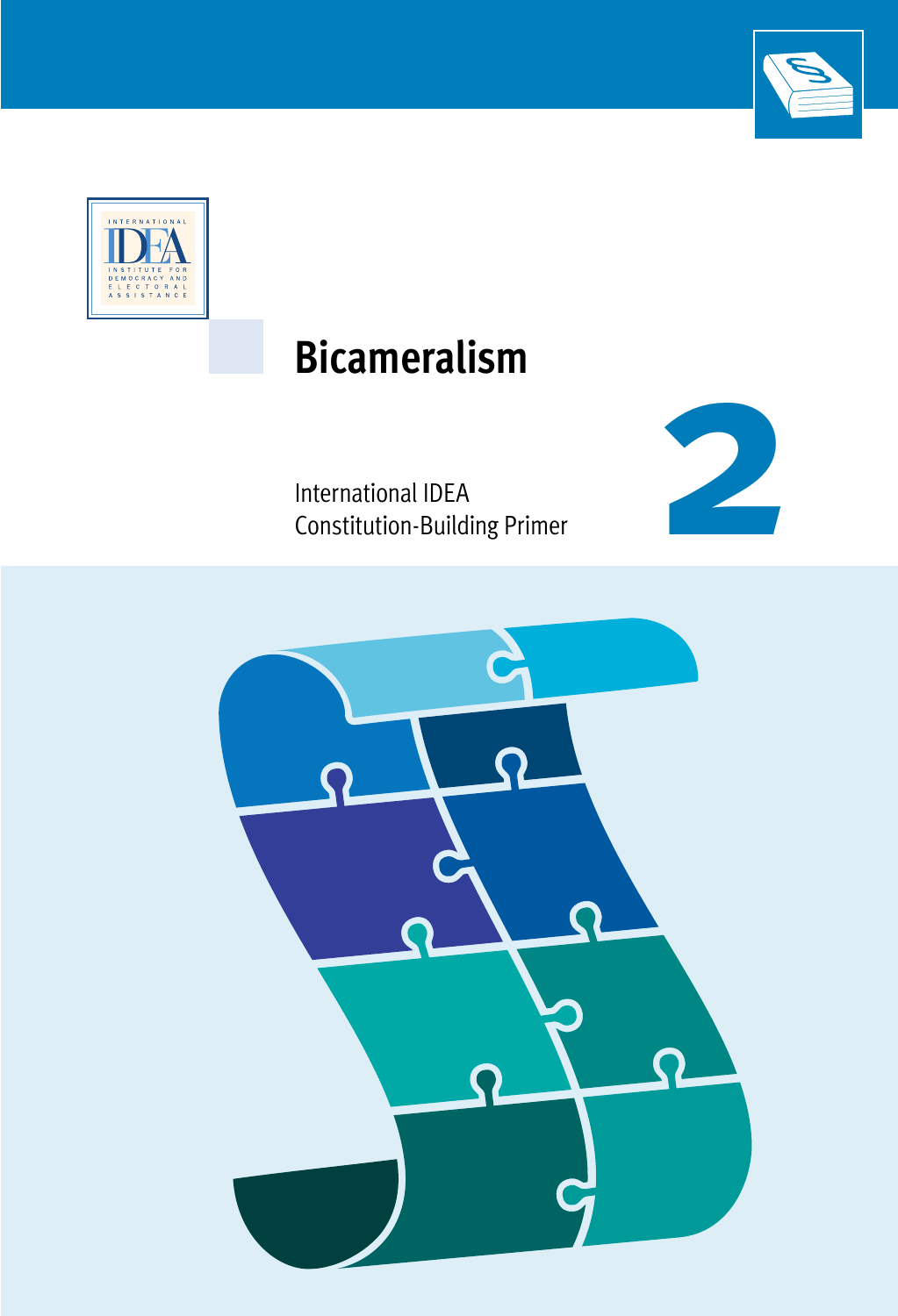# Bicameralism

International IDEA
Constitution-Building Primer

2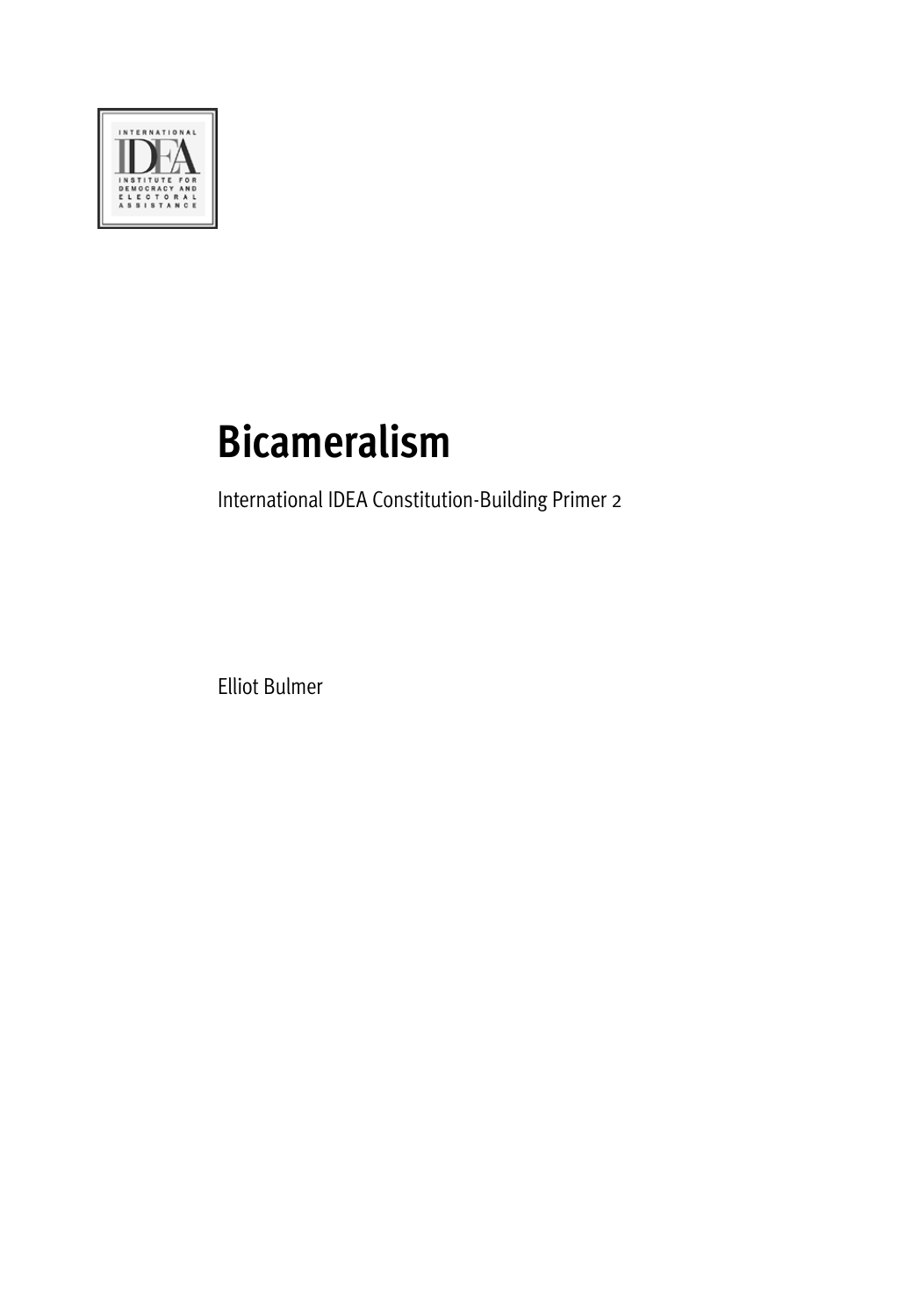# Bicameralism

International IDEA Constitution-Building Primer 2

Elliot Bulmer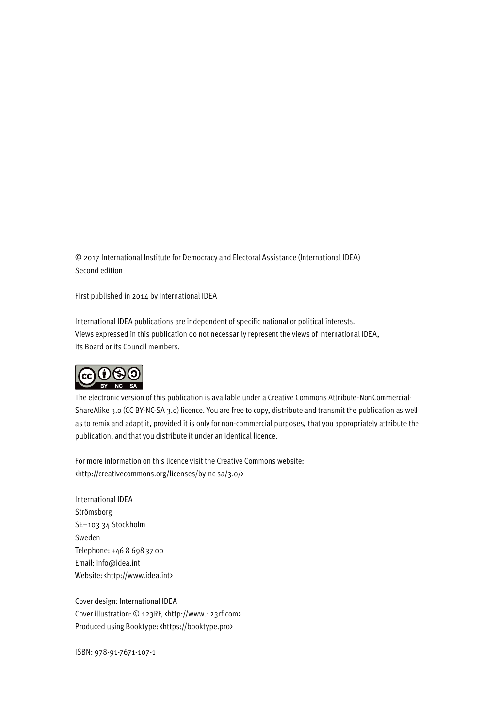© 2017 International Institute for Democracy and Electoral Assistance (International IDEA)
Second edition

First published in 2014 by International IDEA

International IDEA publications are independent of specific national or political interests.
Views expressed in this publication do not necessarily represent the views of International IDEA,
its Board or its Council members.

The electronic version of this publication is available under a Creative Commons Attribute-NonCommercial-ShareAlike 3.0 (CC BY-NC-SA 3.0) licence. You are free to copy, distribute and transmit the publication as well as to remix and adapt it, provided it is only for non-commercial purposes, that you appropriately attribute the publication, and that you distribute it under an identical licence.

For more information on this licence visit the Creative Commons website:
<http://creativecommons.org/licenses/by-nc-sa/3.0/>

International IDEA
Strömsborg
SE–103 34 Stockholm
Sweden
Telephone: +46 8 698 37 00
Email: info@idea.int
Website: <http://www.idea.int>

Cover design: International IDEA
Cover illustration: © 123RF, <http://www.123rf.com>
Produced using Booktype: <https://booktype.pro>

ISBN: 978-91-7671-107-1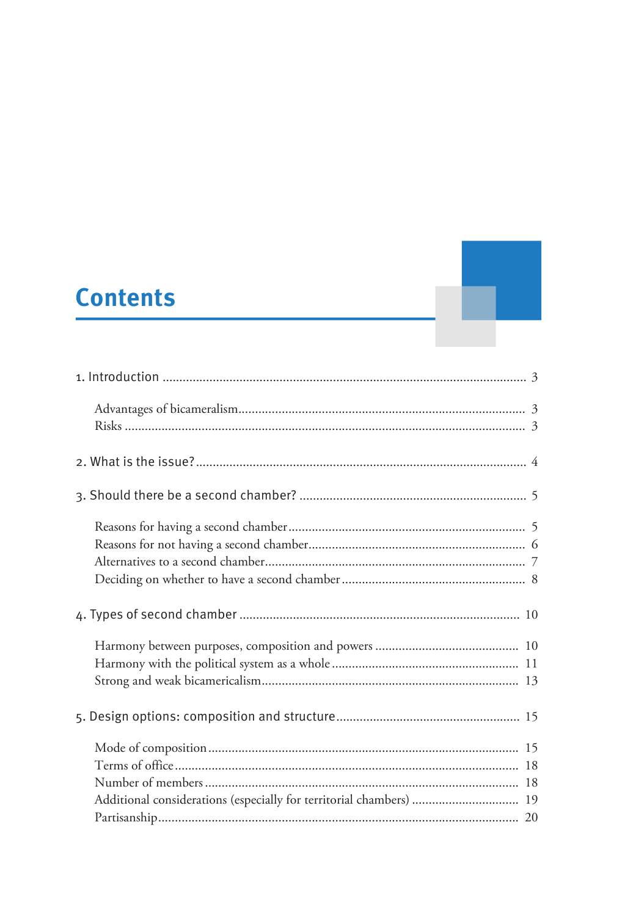# Contents

1. Introduction ........ 3
   - Advantages of bicameralism ........ 3
   - Risks ........ 3
2. What is the issue? ........ 4
3. Should there be a second chamber? ........ 5
   - Reasons for having a second chamber ........ 5
   - Reasons for not having a second chamber ........ 6
   - Alternatives to a second chamber ........ 7
   - Deciding on whether to have a second chamber ........ 8
4. Types of second chamber ........ 10
   - Harmony between purposes, composition and powers ........ 10
   - Harmony with the political system as a whole ........ 11
   - Strong and weak bicamericalism ........ 13
5. Design options: composition and structure ........ 15
   - Mode of composition ........ 15
   - Terms of office ........ 18
   - Number of members ........ 18
   - Additional considerations (especially for territorial chambers) ........ 19
   - Partisanship ........ 20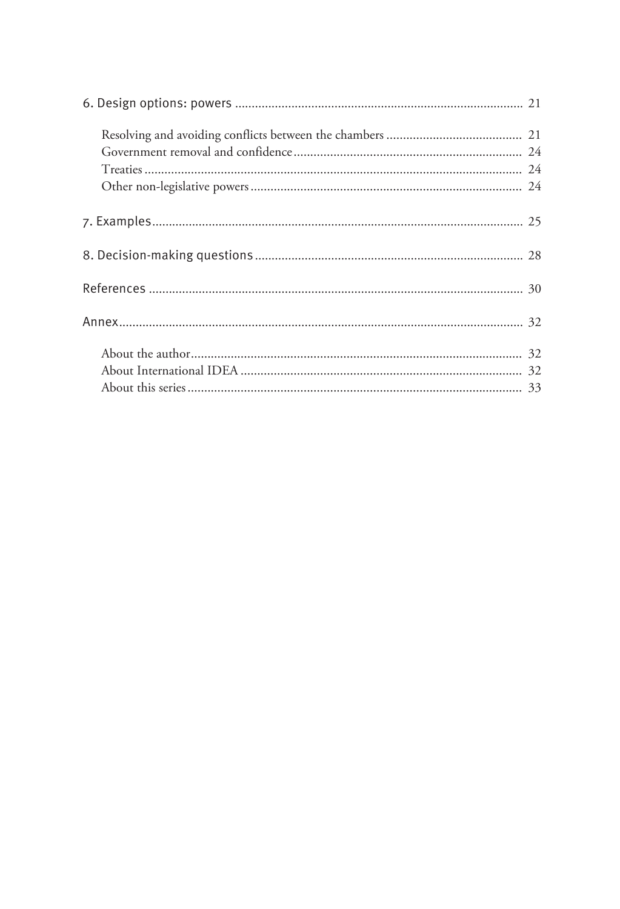6. Design options: powers ..................................................................................... 21

Resolving and avoiding conflicts between the chambers ......................................... 21
Government removal and confidence .................................................................... 24
Treaties ................................................................................................................. 24
Other non-legislative powers ................................................................................. 24

7. Examples ............................................................................................................. 25

8. Decision-making questions ................................................................................ 28

References ............................................................................................................... 30

Annex ........................................................................................................................ 32

About the author .................................................................................................... 32
About International IDEA ..................................................................................... 32
About this series ..................................................................................................... 33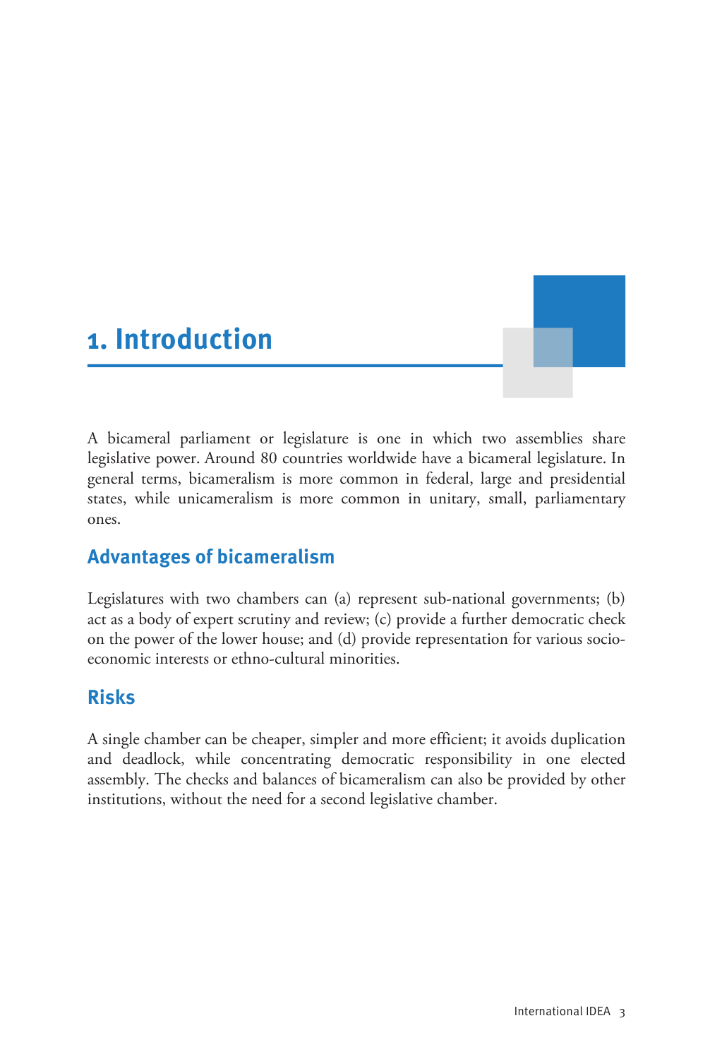# 1. Introduction

A bicameral parliament or legislature is one in which two assemblies share legislative power. Around 80 countries worldwide have a bicameral legislature. In general terms, bicameralism is more common in federal, large and presidential states, while unicameralism is more common in unitary, small, parliamentary ones.

## Advantages of bicameralism

Legislatures with two chambers can (a) represent sub-national governments; (b) act as a body of expert scrutiny and review; (c) provide a further democratic check on the power of the lower house; and (d) provide representation for various socio-economic interests or ethno-cultural minorities.

## Risks

A single chamber can be cheaper, simpler and more efficient; it avoids duplication and deadlock, while concentrating democratic responsibility in one elected assembly. The checks and balances of bicameralism can also be provided by other institutions, without the need for a second legislative chamber.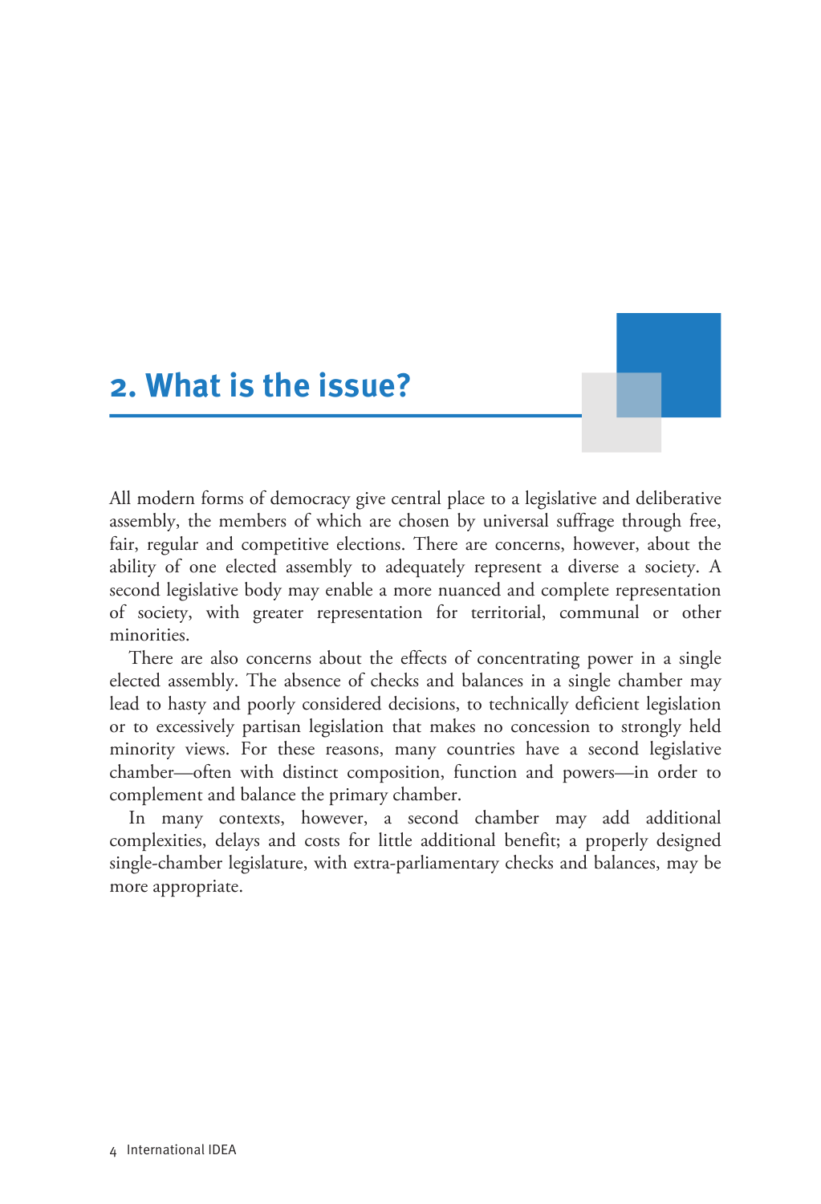## 2. What is the issue?

All modern forms of democracy give central place to a legislative and deliberative assembly, the members of which are chosen by universal suffrage through free, fair, regular and competitive elections. There are concerns, however, about the ability of one elected assembly to adequately represent a diverse a society. A second legislative body may enable a more nuanced and complete representation of society, with greater representation for territorial, communal or other minorities.

There are also concerns about the effects of concentrating power in a single elected assembly. The absence of checks and balances in a single chamber may lead to hasty and poorly considered decisions, to technically deficient legislation or to excessively partisan legislation that makes no concession to strongly held minority views. For these reasons, many countries have a second legislative chamber—often with distinct composition, function and powers—in order to complement and balance the primary chamber.

In many contexts, however, a second chamber may add additional complexities, delays and costs for little additional benefit; a properly designed single-chamber legislature, with extra-parliamentary checks and balances, may be more appropriate.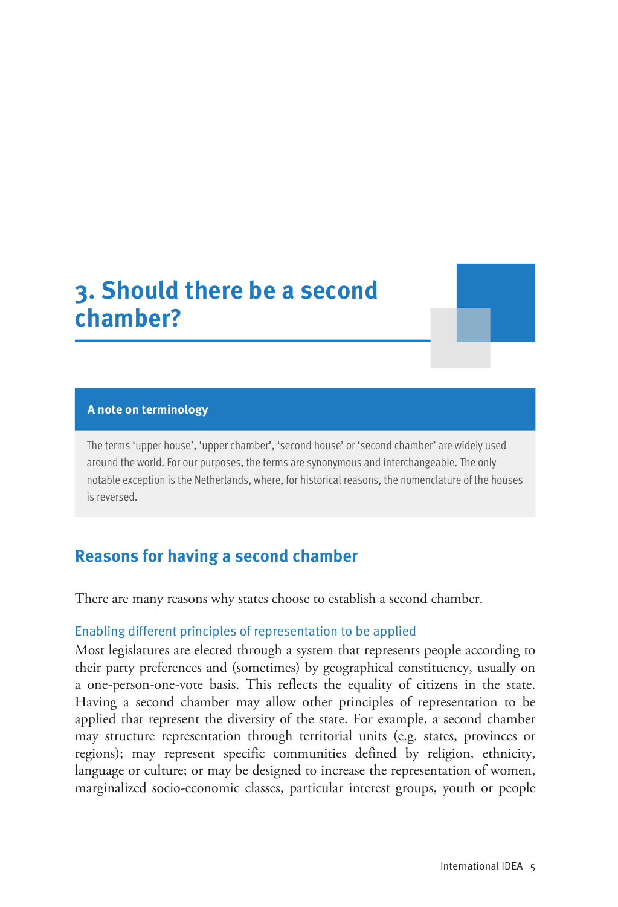# 3. Should there be a second chamber?

**A note on terminology**

The terms 'upper house', 'upper chamber', 'second house' or 'second chamber' are widely used around the world. For our purposes, the terms are synonymous and interchangeable. The only notable exception is the Netherlands, where, for historical reasons, the nomenclature of the houses is reversed.

## Reasons for having a second chamber

There are many reasons why states choose to establish a second chamber.

### Enabling different principles of representation to be applied

Most legislatures are elected through a system that represents people according to their party preferences and (sometimes) by geographical constituency, usually on a one-person-one-vote basis. This reflects the equality of citizens in the state. Having a second chamber may allow other principles of representation to be applied that represent the diversity of the state. For example, a second chamber may structure representation through territorial units (e.g. states, provinces or regions); may represent specific communities defined by religion, ethnicity, language or culture; or may be designed to increase the representation of women, marginalized socio-economic classes, particular interest groups, youth or people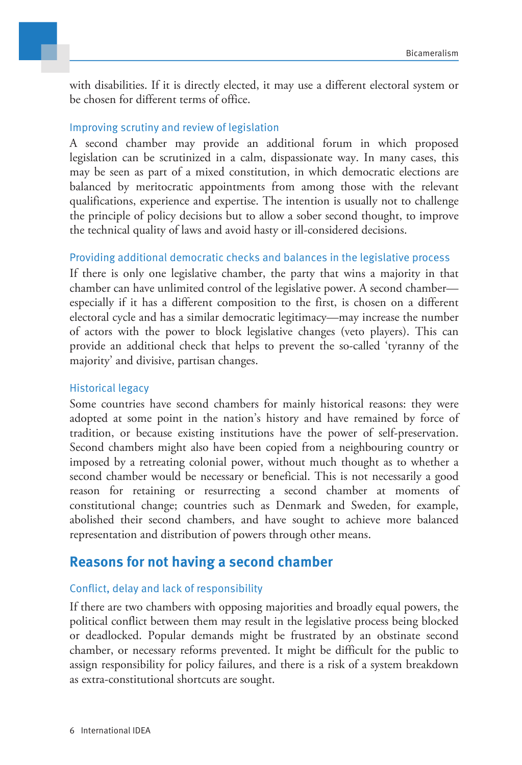with disabilities. If it is directly elected, it may use a different electoral system or be chosen for different terms of office.

### Improving scrutiny and review of legislation

A second chamber may provide an additional forum in which proposed legislation can be scrutinized in a calm, dispassionate way. In many cases, this may be seen as part of a mixed constitution, in which democratic elections are balanced by meritocratic appointments from among those with the relevant qualifications, experience and expertise. The intention is usually not to challenge the principle of policy decisions but to allow a sober second thought, to improve the technical quality of laws and avoid hasty or ill-considered decisions.

### Providing additional democratic checks and balances in the legislative process

If there is only one legislative chamber, the party that wins a majority in that chamber can have unlimited control of the legislative power. A second chamber—especially if it has a different composition to the first, is chosen on a different electoral cycle and has a similar democratic legitimacy—may increase the number of actors with the power to block legislative changes (veto players). This can provide an additional check that helps to prevent the so-called 'tyranny of the majority' and divisive, partisan changes.

### Historical legacy

Some countries have second chambers for mainly historical reasons: they were adopted at some point in the nation's history and have remained by force of tradition, or because existing institutions have the power of self-preservation. Second chambers might also have been copied from a neighbouring country or imposed by a retreating colonial power, without much thought as to whether a second chamber would be necessary or beneficial. This is not necessarily a good reason for retaining or resurrecting a second chamber at moments of constitutional change; countries such as Denmark and Sweden, for example, abolished their second chambers, and have sought to achieve more balanced representation and distribution of powers through other means.

## Reasons for not having a second chamber

### Conflict, delay and lack of responsibility

If there are two chambers with opposing majorities and broadly equal powers, the political conflict between them may result in the legislative process being blocked or deadlocked. Popular demands might be frustrated by an obstinate second chamber, or necessary reforms prevented. It might be difficult for the public to assign responsibility for policy failures, and there is a risk of a system breakdown as extra-constitutional shortcuts are sought.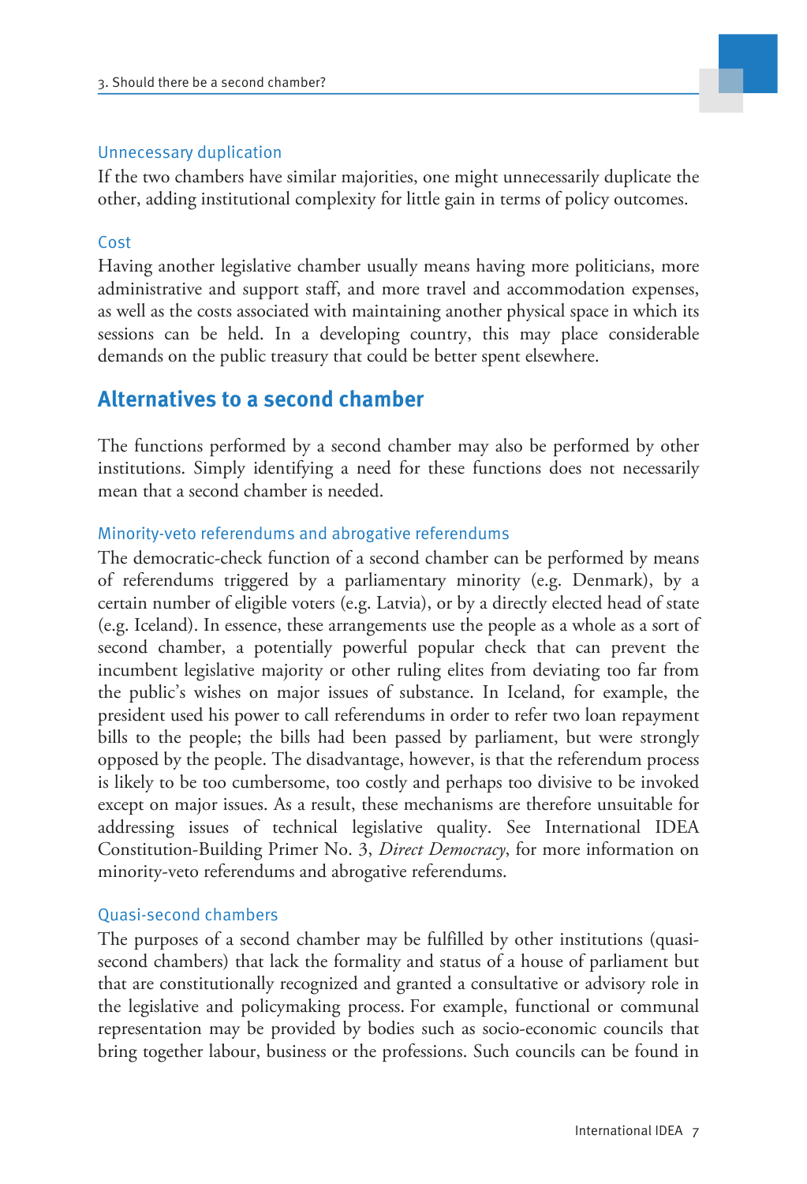### Unnecessary duplication

If the two chambers have similar majorities, one might unnecessarily duplicate the other, adding institutional complexity for little gain in terms of policy outcomes.

### Cost

Having another legislative chamber usually means having more politicians, more administrative and support staff, and more travel and accommodation expenses, as well as the costs associated with maintaining another physical space in which its sessions can be held. In a developing country, this may place considerable demands on the public treasury that could be better spent elsewhere.

## Alternatives to a second chamber

The functions performed by a second chamber may also be performed by other institutions. Simply identifying a need for these functions does not necessarily mean that a second chamber is needed.

### Minority-veto referendums and abrogative referendums

The democratic-check function of a second chamber can be performed by means of referendums triggered by a parliamentary minority (e.g. Denmark), by a certain number of eligible voters (e.g. Latvia), or by a directly elected head of state (e.g. Iceland). In essence, these arrangements use the people as a whole as a sort of second chamber, a potentially powerful popular check that can prevent the incumbent legislative majority or other ruling elites from deviating too far from the public's wishes on major issues of substance. In Iceland, for example, the president used his power to call referendums in order to refer two loan repayment bills to the people; the bills had been passed by parliament, but were strongly opposed by the people. The disadvantage, however, is that the referendum process is likely to be too cumbersome, too costly and perhaps too divisive to be invoked except on major issues. As a result, these mechanisms are therefore unsuitable for addressing issues of technical legislative quality. See International IDEA Constitution-Building Primer No. 3, *Direct Democracy*, for more information on minority-veto referendums and abrogative referendums.

### Quasi-second chambers

The purposes of a second chamber may be fulfilled by other institutions (quasi-second chambers) that lack the formality and status of a house of parliament but that are constitutionally recognized and granted a consultative or advisory role in the legislative and policymaking process. For example, functional or communal representation may be provided by bodies such as socio-economic councils that bring together labour, business or the professions. Such councils can be found in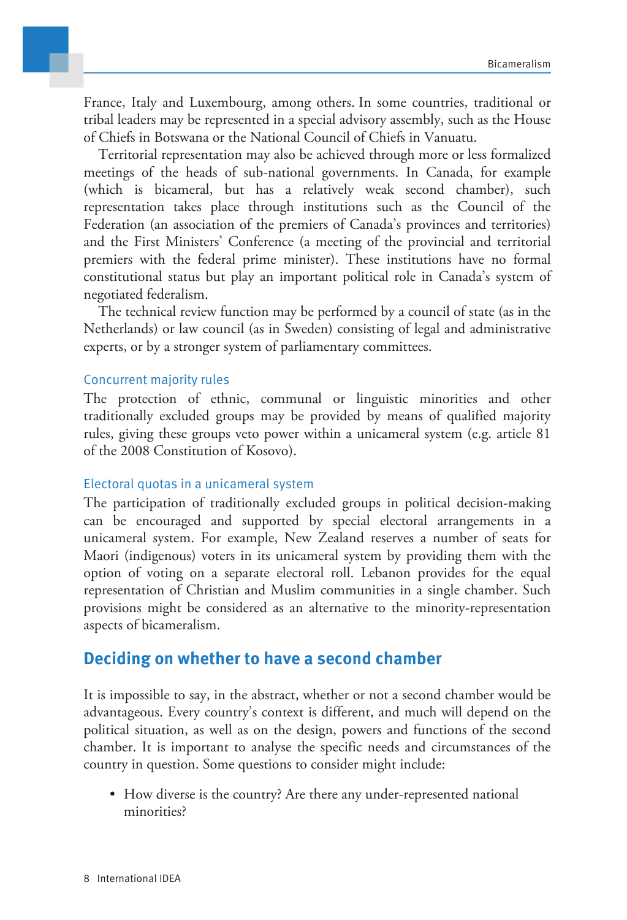France, Italy and Luxembourg, among others. In some countries, traditional or tribal leaders may be represented in a special advisory assembly, such as the House of Chiefs in Botswana or the National Council of Chiefs in Vanuatu.

Territorial representation may also be achieved through more or less formalized meetings of the heads of sub-national governments. In Canada, for example (which is bicameral, but has a relatively weak second chamber), such representation takes place through institutions such as the Council of the Federation (an association of the premiers of Canada's provinces and territories) and the First Ministers' Conference (a meeting of the provincial and territorial premiers with the federal prime minister). These institutions have no formal constitutional status but play an important political role in Canada's system of negotiated federalism.

The technical review function may be performed by a council of state (as in the Netherlands) or law council (as in Sweden) consisting of legal and administrative experts, or by a stronger system of parliamentary committees.

### Concurrent majority rules

The protection of ethnic, communal or linguistic minorities and other traditionally excluded groups may be provided by means of qualified majority rules, giving these groups veto power within a unicameral system (e.g. article 81 of the 2008 Constitution of Kosovo).

### Electoral quotas in a unicameral system

The participation of traditionally excluded groups in political decision-making can be encouraged and supported by special electoral arrangements in a unicameral system. For example, New Zealand reserves a number of seats for Maori (indigenous) voters in its unicameral system by providing them with the option of voting on a separate electoral roll. Lebanon provides for the equal representation of Christian and Muslim communities in a single chamber. Such provisions might be considered as an alternative to the minority-representation aspects of bicameralism.

## Deciding on whether to have a second chamber

It is impossible to say, in the abstract, whether or not a second chamber would be advantageous. Every country's context is different, and much will depend on the political situation, as well as on the design, powers and functions of the second chamber. It is important to analyse the specific needs and circumstances of the country in question. Some questions to consider might include:

- How diverse is the country? Are there any under-represented national minorities?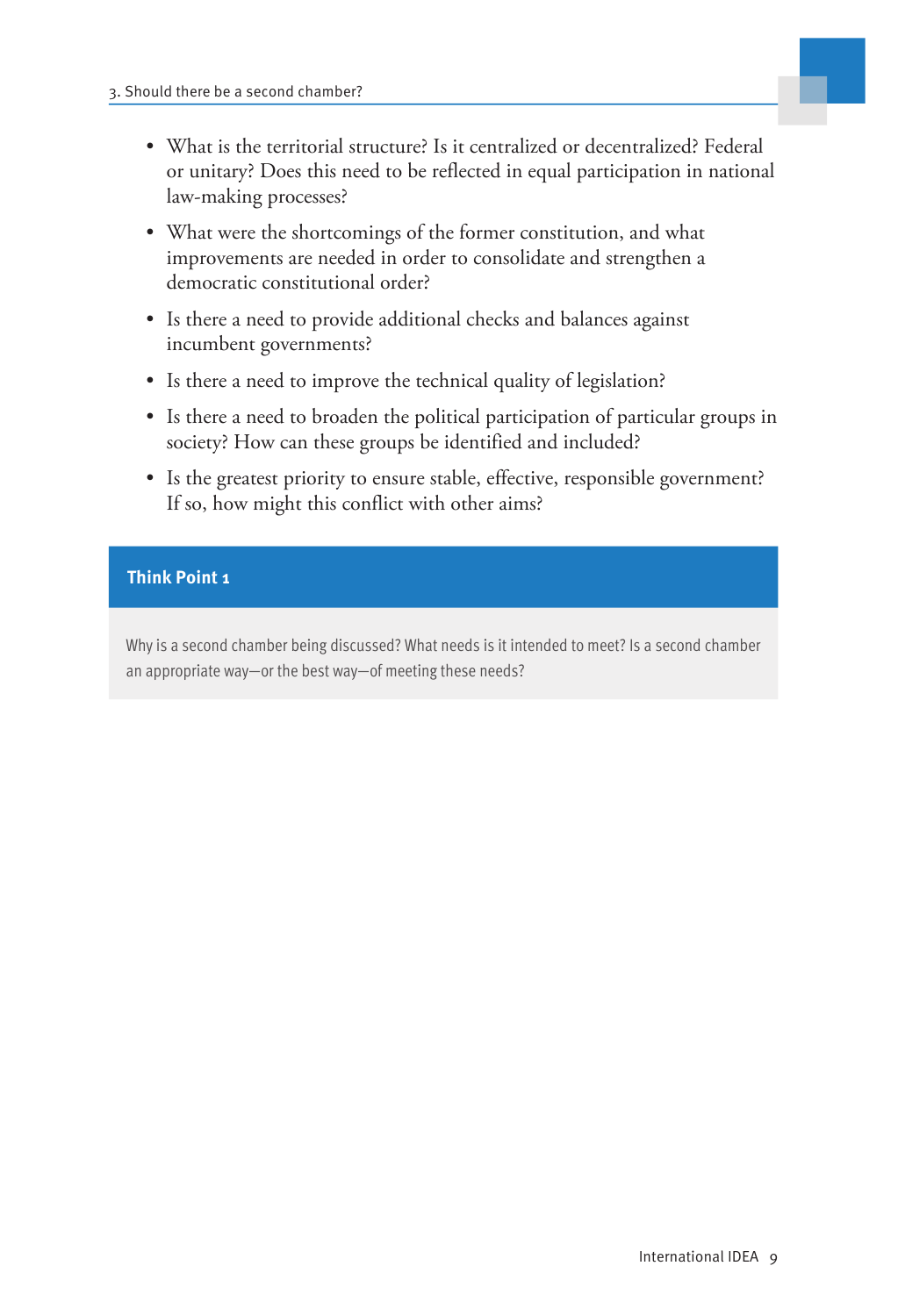- What is the territorial structure? Is it centralized or decentralized? Federal or unitary? Does this need to be reflected in equal participation in national law-making processes?
- What were the shortcomings of the former constitution, and what improvements are needed in order to consolidate and strengthen a democratic constitutional order?
- Is there a need to provide additional checks and balances against incumbent governments?
- Is there a need to improve the technical quality of legislation?
- Is there a need to broaden the political participation of particular groups in society? How can these groups be identified and included?
- Is the greatest priority to ensure stable, effective, responsible government? If so, how might this conflict with other aims?

**Think Point 1**

Why is a second chamber being discussed? What needs is it intended to meet? Is a second chamber an appropriate way—or the best way—of meeting these needs?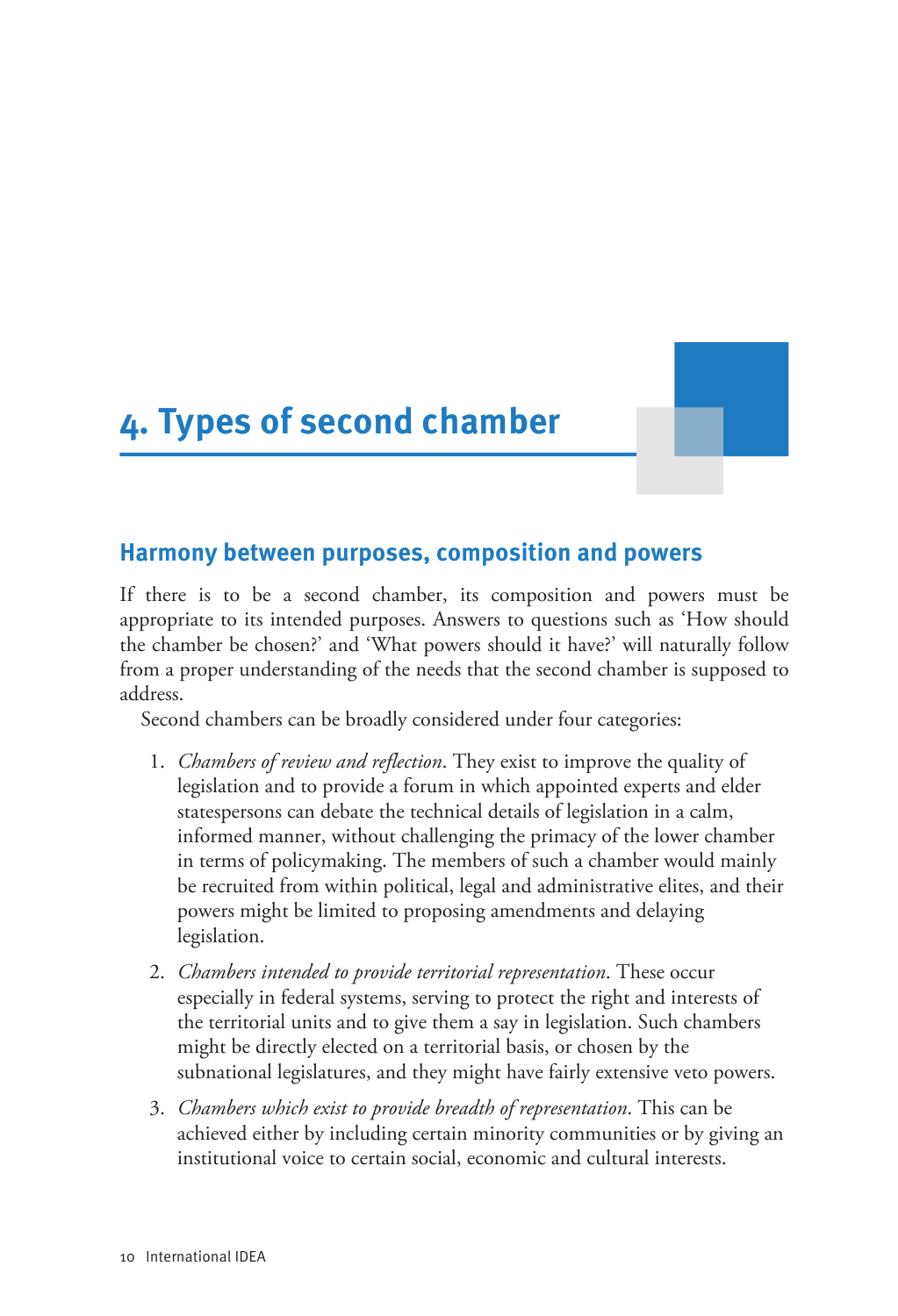# 4. Types of second chamber

## Harmony between purposes, composition and powers

If there is to be a second chamber, its composition and powers must be appropriate to its intended purposes. Answers to questions such as 'How should the chamber be chosen?' and 'What powers should it have?' will naturally follow from a proper understanding of the needs that the second chamber is supposed to address.

Second chambers can be broadly considered under four categories:

1. *Chambers of review and reflection*. They exist to improve the quality of legislation and to provide a forum in which appointed experts and elder statespersons can debate the technical details of legislation in a calm, informed manner, without challenging the primacy of the lower chamber in terms of policymaking. The members of such a chamber would mainly be recruited from within political, legal and administrative elites, and their powers might be limited to proposing amendments and delaying legislation.
2. *Chambers intended to provide territorial representation*. These occur especially in federal systems, serving to protect the right and interests of the territorial units and to give them a say in legislation. Such chambers might be directly elected on a territorial basis, or chosen by the subnational legislatures, and they might have fairly extensive veto powers.
3. *Chambers which exist to provide breadth of representation*. This can be achieved either by including certain minority communities or by giving an institutional voice to certain social, economic and cultural interests.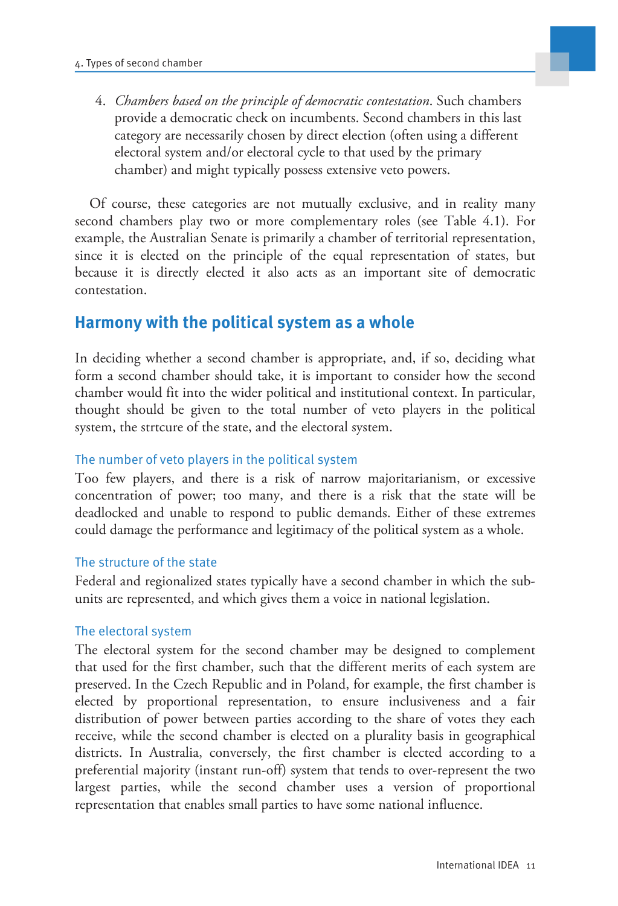4. *Chambers based on the principle of democratic contestation*. Such chambers provide a democratic check on incumbents. Second chambers in this last category are necessarily chosen by direct election (often using a different electoral system and/or electoral cycle to that used by the primary chamber) and might typically possess extensive veto powers.

Of course, these categories are not mutually exclusive, and in reality many second chambers play two or more complementary roles (see Table 4.1). For example, the Australian Senate is primarily a chamber of territorial representation, since it is elected on the principle of the equal representation of states, but because it is directly elected it also acts as an important site of democratic contestation.

## Harmony with the political system as a whole

In deciding whether a second chamber is appropriate, and, if so, deciding what form a second chamber should take, it is important to consider how the second chamber would fit into the wider political and institutional context. In particular, thought should be given to the total number of veto players in the political system, the strtcure of the state, and the electoral system.

### The number of veto players in the political system

Too few players, and there is a risk of narrow majoritarianism, or excessive concentration of power; too many, and there is a risk that the state will be deadlocked and unable to respond to public demands. Either of these extremes could damage the performance and legitimacy of the political system as a whole.

### The structure of the state

Federal and regionalized states typically have a second chamber in which the sub-units are represented, and which gives them a voice in national legislation.

### The electoral system

The electoral system for the second chamber may be designed to complement that used for the first chamber, such that the different merits of each system are preserved. In the Czech Republic and in Poland, for example, the first chamber is elected by proportional representation, to ensure inclusiveness and a fair distribution of power between parties according to the share of votes they each receive, while the second chamber is elected on a plurality basis in geographical districts. In Australia, conversely, the first chamber is elected according to a preferential majority (instant run-off) system that tends to over-represent the two largest parties, while the second chamber uses a version of proportional representation that enables small parties to have some national influence.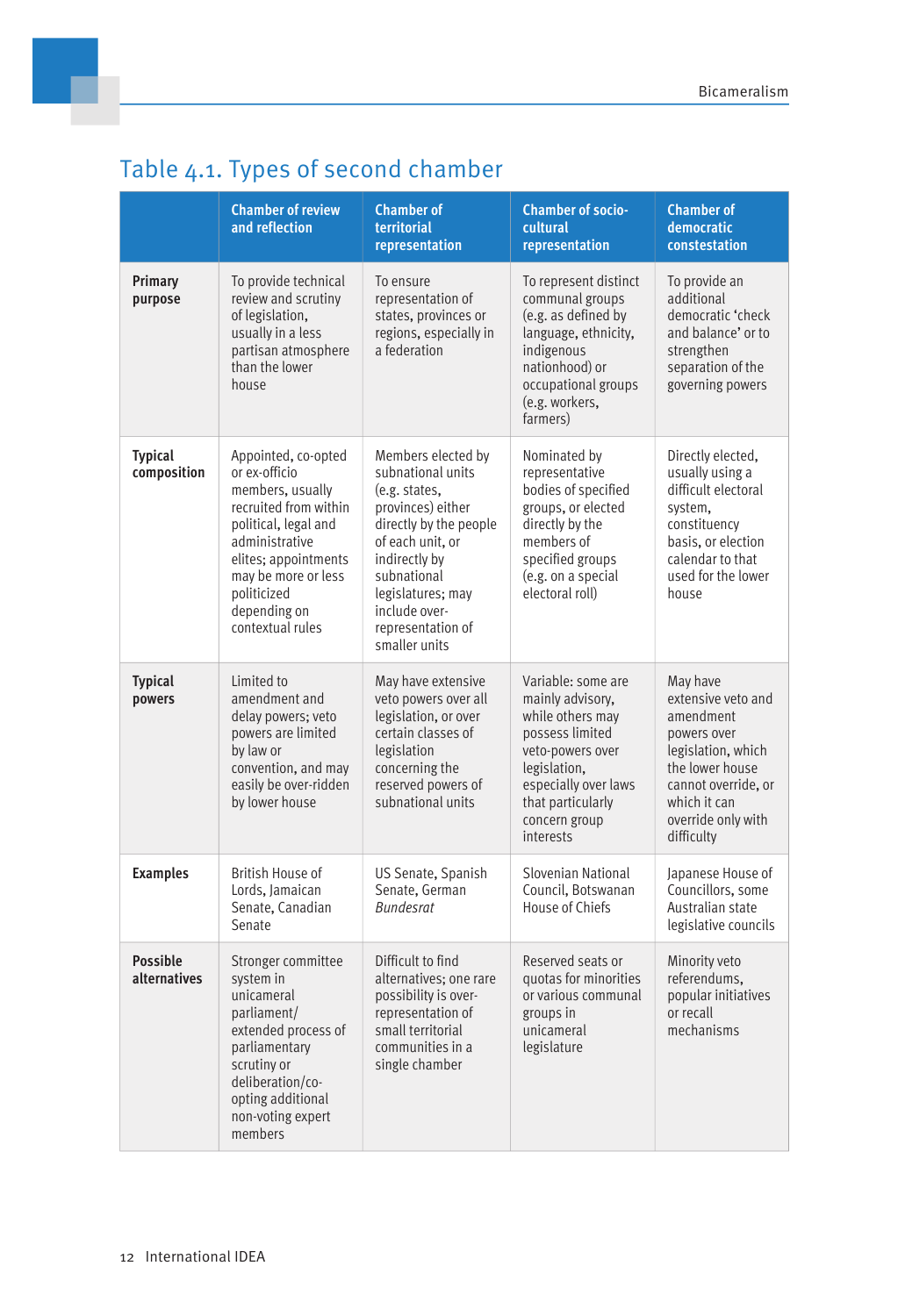## Table 4.1. Types of second chamber

| | Chamber of review and reflection | Chamber of territorial representation | Chamber of socio-cultural representation | Chamber of democratic constestation |
|---|---|---|---|---|
| **Primary purpose** | To provide technical review and scrutiny of legislation, usually in a less partisan atmosphere than the lower house | To ensure representation of states, provinces or regions, especially in a federation | To represent distinct communal groups (e.g. as defined by language, ethnicity, indigenous nationhood) or occupational groups (e.g. workers, farmers) | To provide an additional democratic 'check and balance' or to strengthen separation of the governing powers |
| **Typical composition** | Appointed, co-opted or ex-officio members, usually recruited from within political, legal and administrative elites; appointments may be more or less politicized depending on contextual rules | Members elected by subnational units (e.g. states, provinces) either directly by the people of each unit, or indirectly by subnational legislatures; may include over-representation of smaller units | Nominated by representative bodies of specified groups, or elected directly by the members of specified groups (e.g. on a special electoral roll) | Directly elected, usually using a difficult electoral system, constituency basis, or election calendar to that used for the lower house |
| **Typical powers** | Limited to amendment and delay powers; veto powers are limited by law or convention, and may easily be over-ridden by lower house | May have extensive veto powers over all legislation, or over certain classes of legislation concerning the reserved powers of subnational units | Variable: some are mainly advisory, while others may possess limited veto-powers over legislation, especially over laws that particularly concern group interests | May have extensive veto and amendment powers over legislation, which the lower house cannot override, or which it can override only with difficulty |
| **Examples** | British House of Lords, Jamaican Senate, Canadian Senate | US Senate, Spanish Senate, German *Bundesrat* | Slovenian National Council, Botswanan House of Chiefs | Japanese House of Councillors, some Australian state legislative councils |
| **Possible alternatives** | Stronger committee system in unicameral parliament/ extended process of parliamentary scrutiny or deliberation/co-opting additional non-voting expert members | Difficult to find alternatives; one rare possibility is over-representation of small territorial communities in a single chamber | Reserved seats or quotas for minorities or various communal groups in unicameral legislature | Minority veto referendums, popular initiatives or recall mechanisms |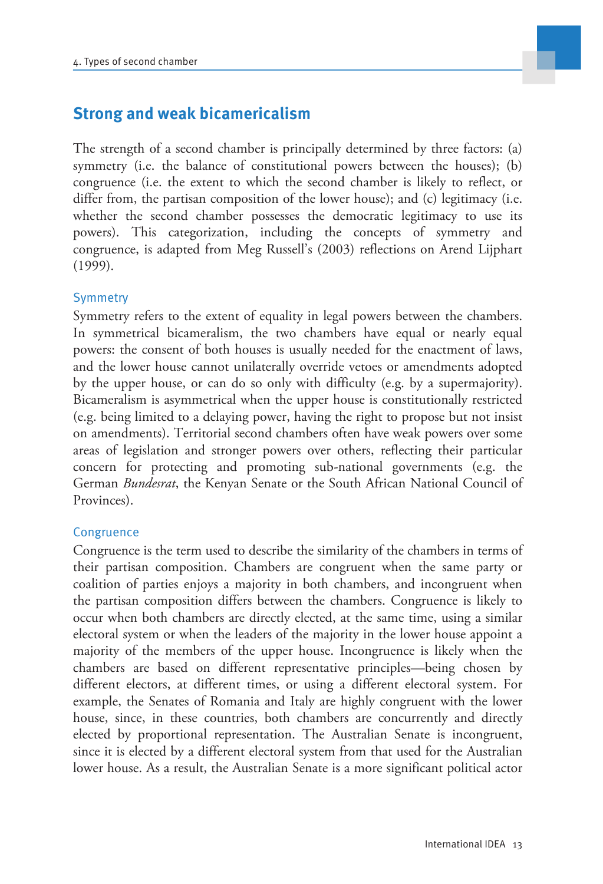## Strong and weak bicamericalism

The strength of a second chamber is principally determined by three factors: (a) symmetry (i.e. the balance of constitutional powers between the houses); (b) congruence (i.e. the extent to which the second chamber is likely to reflect, or differ from, the partisan composition of the lower house); and (c) legitimacy (i.e. whether the second chamber possesses the democratic legitimacy to use its powers). This categorization, including the concepts of symmetry and congruence, is adapted from Meg Russell's (2003) reflections on Arend Lijphart (1999).

### Symmetry

Symmetry refers to the extent of equality in legal powers between the chambers. In symmetrical bicameralism, the two chambers have equal or nearly equal powers: the consent of both houses is usually needed for the enactment of laws, and the lower house cannot unilaterally override vetoes or amendments adopted by the upper house, or can do so only with difficulty (e.g. by a supermajority). Bicameralism is asymmetrical when the upper house is constitutionally restricted (e.g. being limited to a delaying power, having the right to propose but not insist on amendments). Territorial second chambers often have weak powers over some areas of legislation and stronger powers over others, reflecting their particular concern for protecting and promoting sub-national governments (e.g. the German *Bundesrat*, the Kenyan Senate or the South African National Council of Provinces).

### Congruence

Congruence is the term used to describe the similarity of the chambers in terms of their partisan composition. Chambers are congruent when the same party or coalition of parties enjoys a majority in both chambers, and incongruent when the partisan composition differs between the chambers. Congruence is likely to occur when both chambers are directly elected, at the same time, using a similar electoral system or when the leaders of the majority in the lower house appoint a majority of the members of the upper house. Incongruence is likely when the chambers are based on different representative principles—being chosen by different electors, at different times, or using a different electoral system. For example, the Senates of Romania and Italy are highly congruent with the lower house, since, in these countries, both chambers are concurrently and directly elected by proportional representation. The Australian Senate is incongruent, since it is elected by a different electoral system from that used for the Australian lower house. As a result, the Australian Senate is a more significant political actor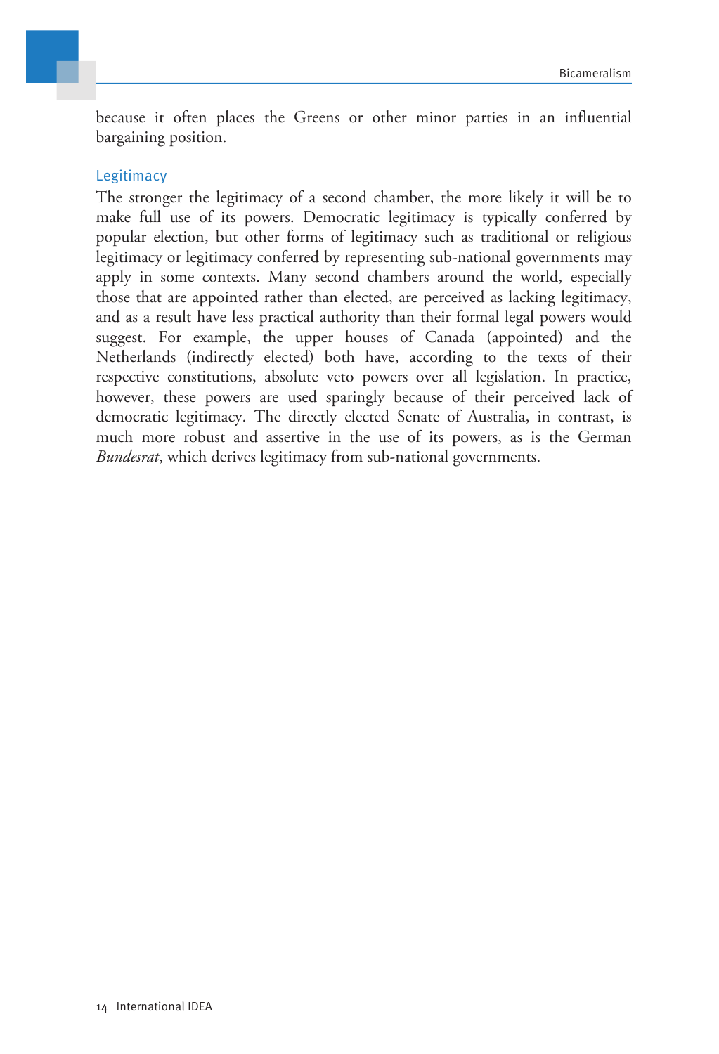because it often places the Greens or other minor parties in an influential bargaining position.

### Legitimacy

The stronger the legitimacy of a second chamber, the more likely it will be to make full use of its powers. Democratic legitimacy is typically conferred by popular election, but other forms of legitimacy such as traditional or religious legitimacy or legitimacy conferred by representing sub-national governments may apply in some contexts. Many second chambers around the world, especially those that are appointed rather than elected, are perceived as lacking legitimacy, and as a result have less practical authority than their formal legal powers would suggest. For example, the upper houses of Canada (appointed) and the Netherlands (indirectly elected) both have, according to the texts of their respective constitutions, absolute veto powers over all legislation. In practice, however, these powers are used sparingly because of their perceived lack of democratic legitimacy. The directly elected Senate of Australia, in contrast, is much more robust and assertive in the use of its powers, as is the German *Bundesrat*, which derives legitimacy from sub-national governments.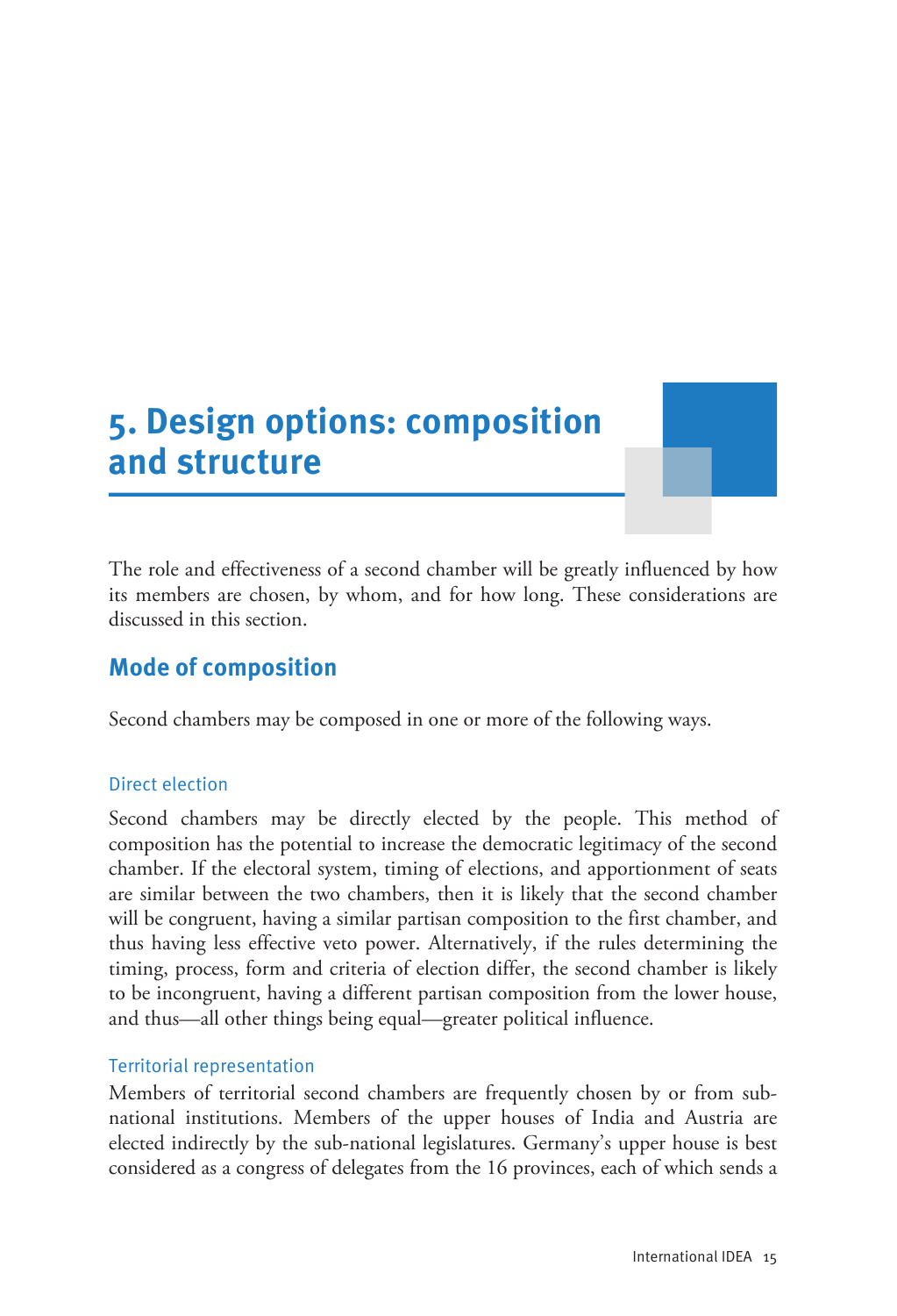# 5. Design options: composition and structure

The role and effectiveness of a second chamber will be greatly influenced by how its members are chosen, by whom, and for how long. These considerations are discussed in this section.

## Mode of composition

Second chambers may be composed in one or more of the following ways.

### Direct election

Second chambers may be directly elected by the people. This method of composition has the potential to increase the democratic legitimacy of the second chamber. If the electoral system, timing of elections, and apportionment of seats are similar between the two chambers, then it is likely that the second chamber will be congruent, having a similar partisan composition to the first chamber, and thus having less effective veto power. Alternatively, if the rules determining the timing, process, form and criteria of election differ, the second chamber is likely to be incongruent, having a different partisan composition from the lower house, and thus—all other things being equal—greater political influence.

### Territorial representation

Members of territorial second chambers are frequently chosen by or from sub-national institutions. Members of the upper houses of India and Austria are elected indirectly by the sub-national legislatures. Germany's upper house is best considered as a congress of delegates from the 16 provinces, each of which sends a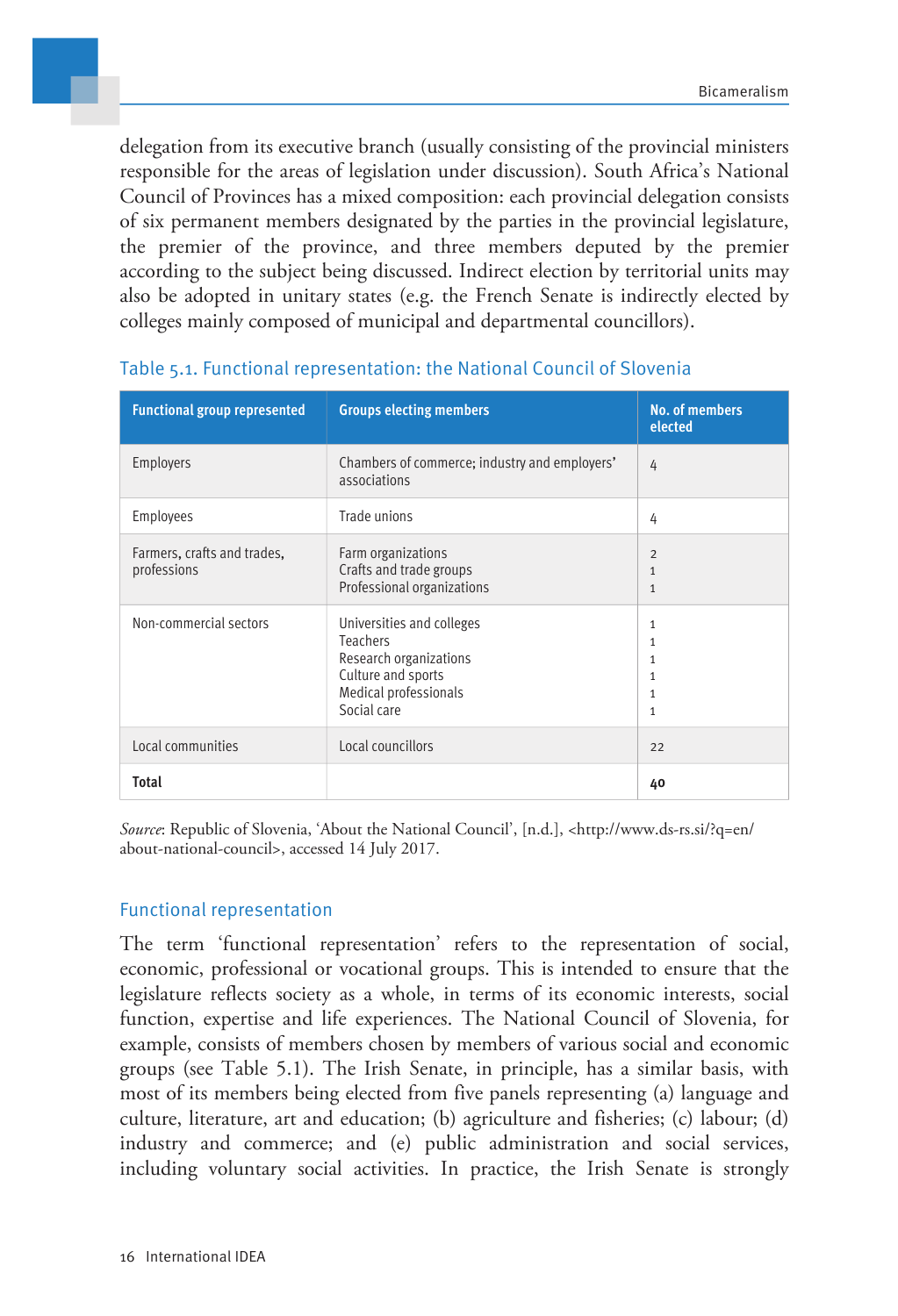delegation from its executive branch (usually consisting of the provincial ministers responsible for the areas of legislation under discussion). South Africa's National Council of Provinces has a mixed composition: each provincial delegation consists of six permanent members designated by the parties in the provincial legislature, the premier of the province, and three members deputed by the premier according to the subject being discussed. Indirect election by territorial units may also be adopted in unitary states (e.g. the French Senate is indirectly elected by colleges mainly composed of municipal and departmental councillors).

### Table 5.1. Functional representation: the National Council of Slovenia

| Functional group represented | Groups electing members | No. of members elected |
|---|---|---|
| Employers | Chambers of commerce; industry and employers' associations | 4 |
| Employees | Trade unions | 4 |
| Farmers, crafts and trades, professions | Farm organizations<br>Crafts and trade groups<br>Professional organizations | 2<br>1<br>1 |
| Non-commercial sectors | Universities and colleges<br>Teachers<br>Research organizations<br>Culture and sports<br>Medical professionals<br>Social care | 1<br>1<br>1<br>1<br>1<br>1 |
| Local communities | Local councillors | 22 |
| **Total** | | **40** |

*Source*: Republic of Slovenia, 'About the National Council', [n.d.], <http://www.ds-rs.si/?q=en/about-national-council>, accessed 14 July 2017.

### Functional representation

The term 'functional representation' refers to the representation of social, economic, professional or vocational groups. This is intended to ensure that the legislature reflects society as a whole, in terms of its economic interests, social function, expertise and life experiences. The National Council of Slovenia, for example, consists of members chosen by members of various social and economic groups (see Table 5.1). The Irish Senate, in principle, has a similar basis, with most of its members being elected from five panels representing (a) language and culture, literature, art and education; (b) agriculture and fisheries; (c) labour; (d) industry and commerce; and (e) public administration and social services, including voluntary social activities. In practice, the Irish Senate is strongly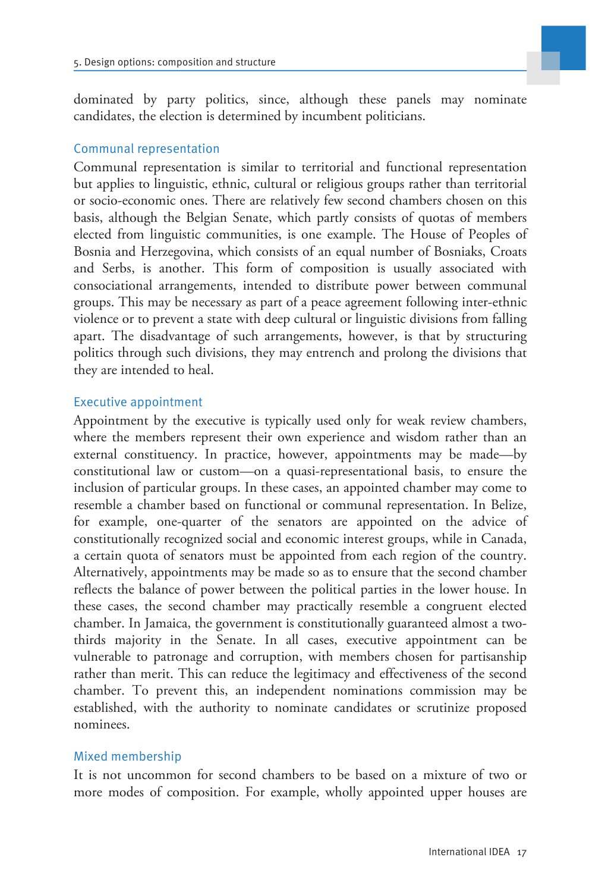dominated by party politics, since, although these panels may nominate candidates, the election is determined by incumbent politicians.

### Communal representation

Communal representation is similar to territorial and functional representation but applies to linguistic, ethnic, cultural or religious groups rather than territorial or socio-economic ones. There are relatively few second chambers chosen on this basis, although the Belgian Senate, which partly consists of quotas of members elected from linguistic communities, is one example. The House of Peoples of Bosnia and Herzegovina, which consists of an equal number of Bosniaks, Croats and Serbs, is another. This form of composition is usually associated with consociational arrangements, intended to distribute power between communal groups. This may be necessary as part of a peace agreement following inter-ethnic violence or to prevent a state with deep cultural or linguistic divisions from falling apart. The disadvantage of such arrangements, however, is that by structuring politics through such divisions, they may entrench and prolong the divisions that they are intended to heal.

### Executive appointment

Appointment by the executive is typically used only for weak review chambers, where the members represent their own experience and wisdom rather than an external constituency. In practice, however, appointments may be made—by constitutional law or custom—on a quasi-representational basis, to ensure the inclusion of particular groups. In these cases, an appointed chamber may come to resemble a chamber based on functional or communal representation. In Belize, for example, one-quarter of the senators are appointed on the advice of constitutionally recognized social and economic interest groups, while in Canada, a certain quota of senators must be appointed from each region of the country. Alternatively, appointments may be made so as to ensure that the second chamber reflects the balance of power between the political parties in the lower house. In these cases, the second chamber may practically resemble a congruent elected chamber. In Jamaica, the government is constitutionally guaranteed almost a two-thirds majority in the Senate. In all cases, executive appointment can be vulnerable to patronage and corruption, with members chosen for partisanship rather than merit. This can reduce the legitimacy and effectiveness of the second chamber. To prevent this, an independent nominations commission may be established, with the authority to nominate candidates or scrutinize proposed nominees.

### Mixed membership

It is not uncommon for second chambers to be based on a mixture of two or more modes of composition. For example, wholly appointed upper houses are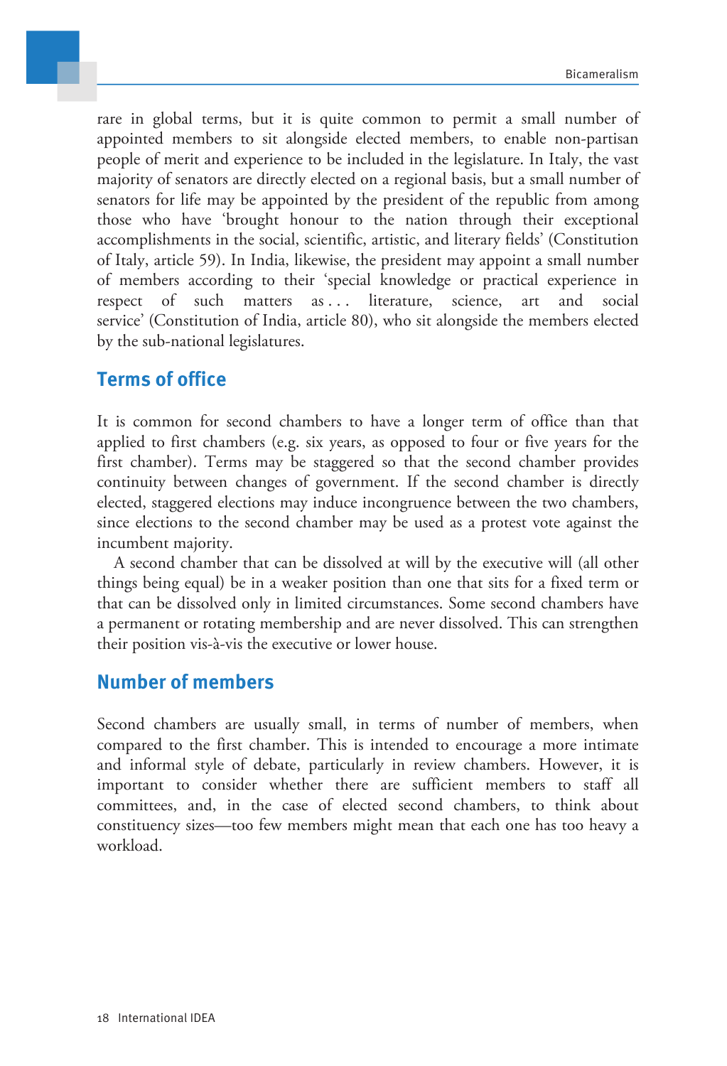rare in global terms, but it is quite common to permit a small number of appointed members to sit alongside elected members, to enable non-partisan people of merit and experience to be included in the legislature. In Italy, the vast majority of senators are directly elected on a regional basis, but a small number of senators for life may be appointed by the president of the republic from among those who have 'brought honour to the nation through their exceptional accomplishments in the social, scientific, artistic, and literary fields' (Constitution of Italy, article 59). In India, likewise, the president may appoint a small number of members according to their 'special knowledge or practical experience in respect of such matters as . . . literature, science, art and social service' (Constitution of India, article 80), who sit alongside the members elected by the sub-national legislatures.

## Terms of office

It is common for second chambers to have a longer term of office than that applied to first chambers (e.g. six years, as opposed to four or five years for the first chamber). Terms may be staggered so that the second chamber provides continuity between changes of government. If the second chamber is directly elected, staggered elections may induce incongruence between the two chambers, since elections to the second chamber may be used as a protest vote against the incumbent majority.

A second chamber that can be dissolved at will by the executive will (all other things being equal) be in a weaker position than one that sits for a fixed term or that can be dissolved only in limited circumstances. Some second chambers have a permanent or rotating membership and are never dissolved. This can strengthen their position vis-à-vis the executive or lower house.

## Number of members

Second chambers are usually small, in terms of number of members, when compared to the first chamber. This is intended to encourage a more intimate and informal style of debate, particularly in review chambers. However, it is important to consider whether there are sufficient members to staff all committees, and, in the case of elected second chambers, to think about constituency sizes—too few members might mean that each one has too heavy a workload.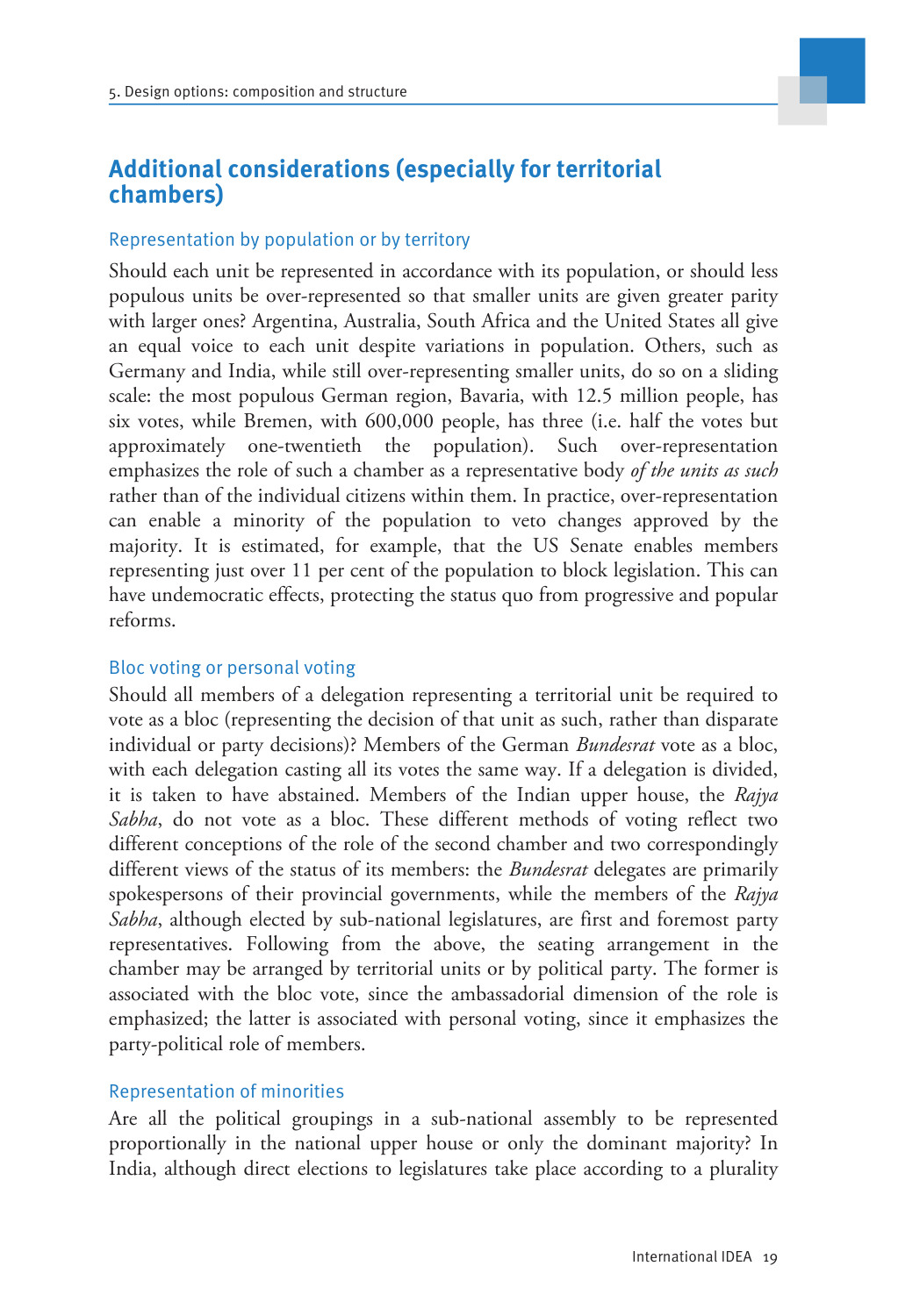## Additional considerations (especially for territorial chambers)

### Representation by population or by territory

Should each unit be represented in accordance with its population, or should less populous units be over-represented so that smaller units are given greater parity with larger ones? Argentina, Australia, South Africa and the United States all give an equal voice to each unit despite variations in population. Others, such as Germany and India, while still over-representing smaller units, do so on a sliding scale: the most populous German region, Bavaria, with 12.5 million people, has six votes, while Bremen, with 600,000 people, has three (i.e. half the votes but approximately one-twentieth the population). Such over-representation emphasizes the role of such a chamber as a representative body *of the units as such* rather than of the individual citizens within them. In practice, over-representation can enable a minority of the population to veto changes approved by the majority. It is estimated, for example, that the US Senate enables members representing just over 11 per cent of the population to block legislation. This can have undemocratic effects, protecting the status quo from progressive and popular reforms.

### Bloc voting or personal voting

Should all members of a delegation representing a territorial unit be required to vote as a bloc (representing the decision of that unit as such, rather than disparate individual or party decisions)? Members of the German *Bundesrat* vote as a bloc, with each delegation casting all its votes the same way. If a delegation is divided, it is taken to have abstained. Members of the Indian upper house, the *Rajya Sabha*, do not vote as a bloc. These different methods of voting reflect two different conceptions of the role of the second chamber and two correspondingly different views of the status of its members: the *Bundesrat* delegates are primarily spokespersons of their provincial governments, while the members of the *Rajya Sabha*, although elected by sub-national legislatures, are first and foremost party representatives. Following from the above, the seating arrangement in the chamber may be arranged by territorial units or by political party. The former is associated with the bloc vote, since the ambassadorial dimension of the role is emphasized; the latter is associated with personal voting, since it emphasizes the party-political role of members.

### Representation of minorities

Are all the political groupings in a sub-national assembly to be represented proportionally in the national upper house or only the dominant majority? In India, although direct elections to legislatures take place according to a plurality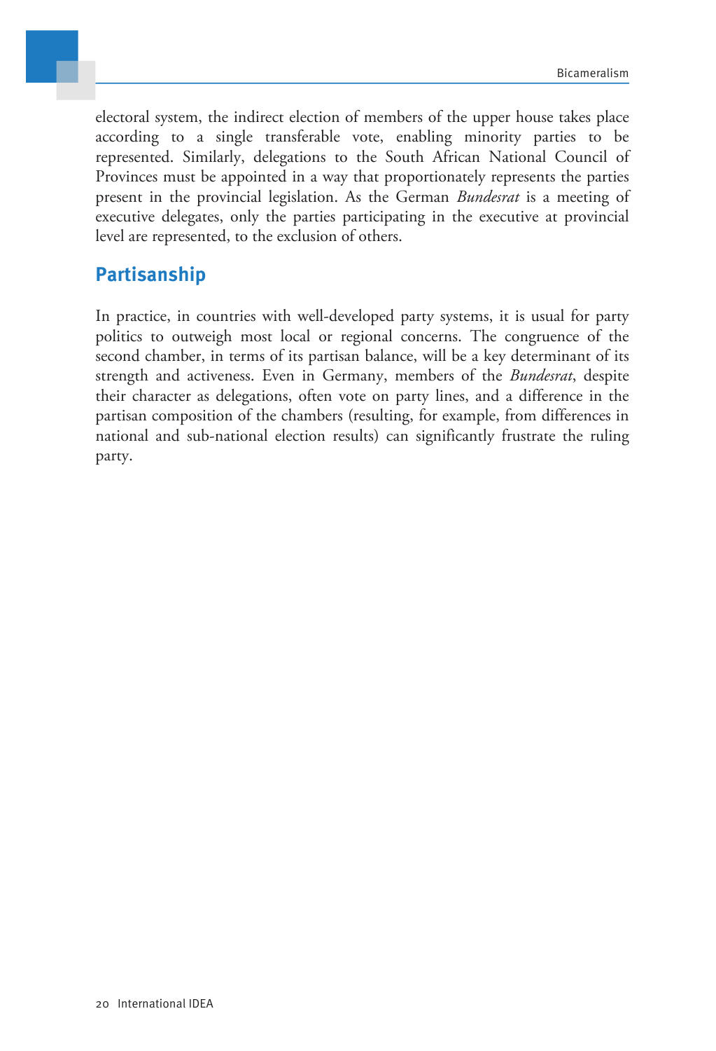electoral system, the indirect election of members of the upper house takes place according to a single transferable vote, enabling minority parties to be represented. Similarly, delegations to the South African National Council of Provinces must be appointed in a way that proportionately represents the parties present in the provincial legislation. As the German *Bundesrat* is a meeting of executive delegates, only the parties participating in the executive at provincial level are represented, to the exclusion of others.

## Partisanship

In practice, in countries with well-developed party systems, it is usual for party politics to outweigh most local or regional concerns. The congruence of the second chamber, in terms of its partisan balance, will be a key determinant of its strength and activeness. Even in Germany, members of the *Bundesrat*, despite their character as delegations, often vote on party lines, and a difference in the partisan composition of the chambers (resulting, for example, from differences in national and sub-national election results) can significantly frustrate the ruling party.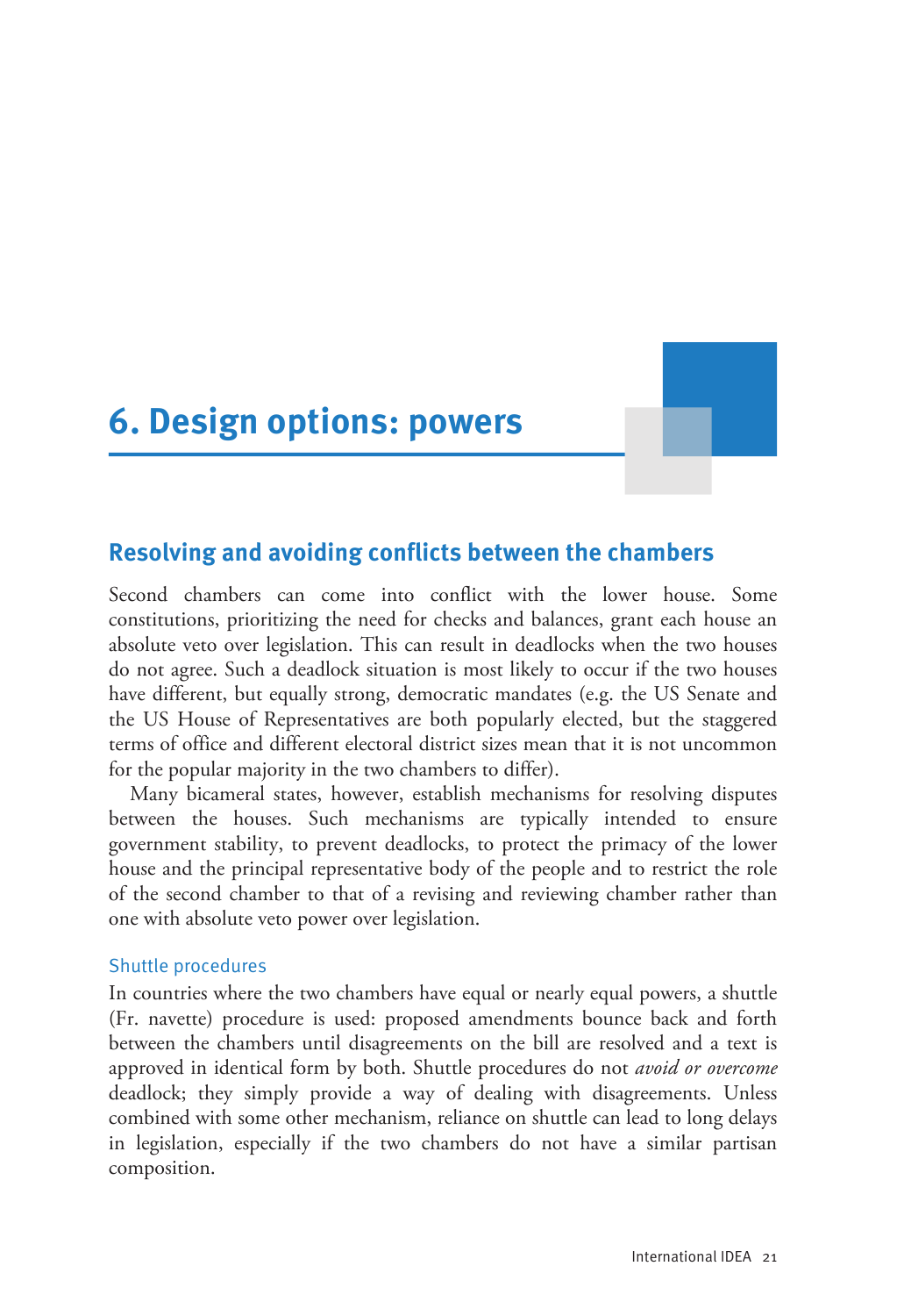# 6. Design options: powers

## Resolving and avoiding conflicts between the chambers

Second chambers can come into conflict with the lower house. Some constitutions, prioritizing the need for checks and balances, grant each house an absolute veto over legislation. This can result in deadlocks when the two houses do not agree. Such a deadlock situation is most likely to occur if the two houses have different, but equally strong, democratic mandates (e.g. the US Senate and the US House of Representatives are both popularly elected, but the staggered terms of office and different electoral district sizes mean that it is not uncommon for the popular majority in the two chambers to differ).

Many bicameral states, however, establish mechanisms for resolving disputes between the houses. Such mechanisms are typically intended to ensure government stability, to prevent deadlocks, to protect the primacy of the lower house and the principal representative body of the people and to restrict the role of the second chamber to that of a revising and reviewing chamber rather than one with absolute veto power over legislation.

### Shuttle procedures

In countries where the two chambers have equal or nearly equal powers, a shuttle (Fr. navette) procedure is used: proposed amendments bounce back and forth between the chambers until disagreements on the bill are resolved and a text is approved in identical form by both. Shuttle procedures do not *avoid or overcome* deadlock; they simply provide a way of dealing with disagreements. Unless combined with some other mechanism, reliance on shuttle can lead to long delays in legislation, especially if the two chambers do not have a similar partisan composition.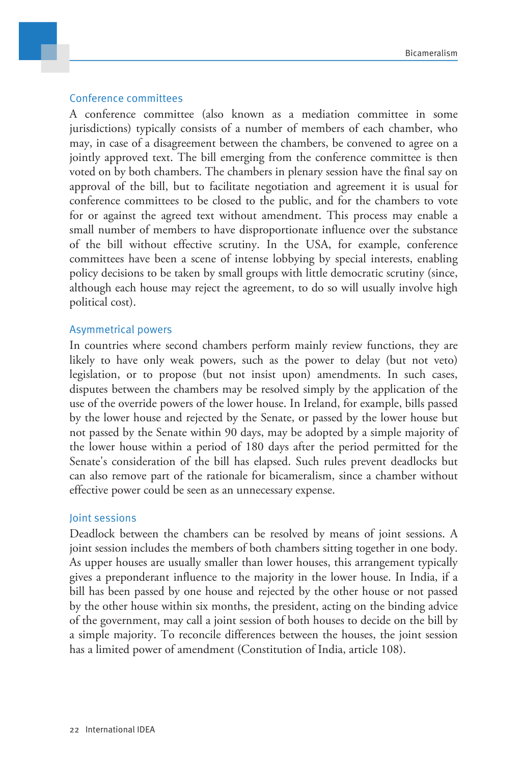### Conference committees

A conference committee (also known as a mediation committee in some jurisdictions) typically consists of a number of members of each chamber, who may, in case of a disagreement between the chambers, be convened to agree on a jointly approved text. The bill emerging from the conference committee is then voted on by both chambers. The chambers in plenary session have the final say on approval of the bill, but to facilitate negotiation and agreement it is usual for conference committees to be closed to the public, and for the chambers to vote for or against the agreed text without amendment. This process may enable a small number of members to have disproportionate influence over the substance of the bill without effective scrutiny. In the USA, for example, conference committees have been a scene of intense lobbying by special interests, enabling policy decisions to be taken by small groups with little democratic scrutiny (since, although each house may reject the agreement, to do so will usually involve high political cost).

### Asymmetrical powers

In countries where second chambers perform mainly review functions, they are likely to have only weak powers, such as the power to delay (but not veto) legislation, or to propose (but not insist upon) amendments. In such cases, disputes between the chambers may be resolved simply by the application of the use of the override powers of the lower house. In Ireland, for example, bills passed by the lower house and rejected by the Senate, or passed by the lower house but not passed by the Senate within 90 days, may be adopted by a simple majority of the lower house within a period of 180 days after the period permitted for the Senate's consideration of the bill has elapsed. Such rules prevent deadlocks but can also remove part of the rationale for bicameralism, since a chamber without effective power could be seen as an unnecessary expense.

### Joint sessions

Deadlock between the chambers can be resolved by means of joint sessions. A joint session includes the members of both chambers sitting together in one body. As upper houses are usually smaller than lower houses, this arrangement typically gives a preponderant influence to the majority in the lower house. In India, if a bill has been passed by one house and rejected by the other house or not passed by the other house within six months, the president, acting on the binding advice of the government, may call a joint session of both houses to decide on the bill by a simple majority. To reconcile differences between the houses, the joint session has a limited power of amendment (Constitution of India, article 108).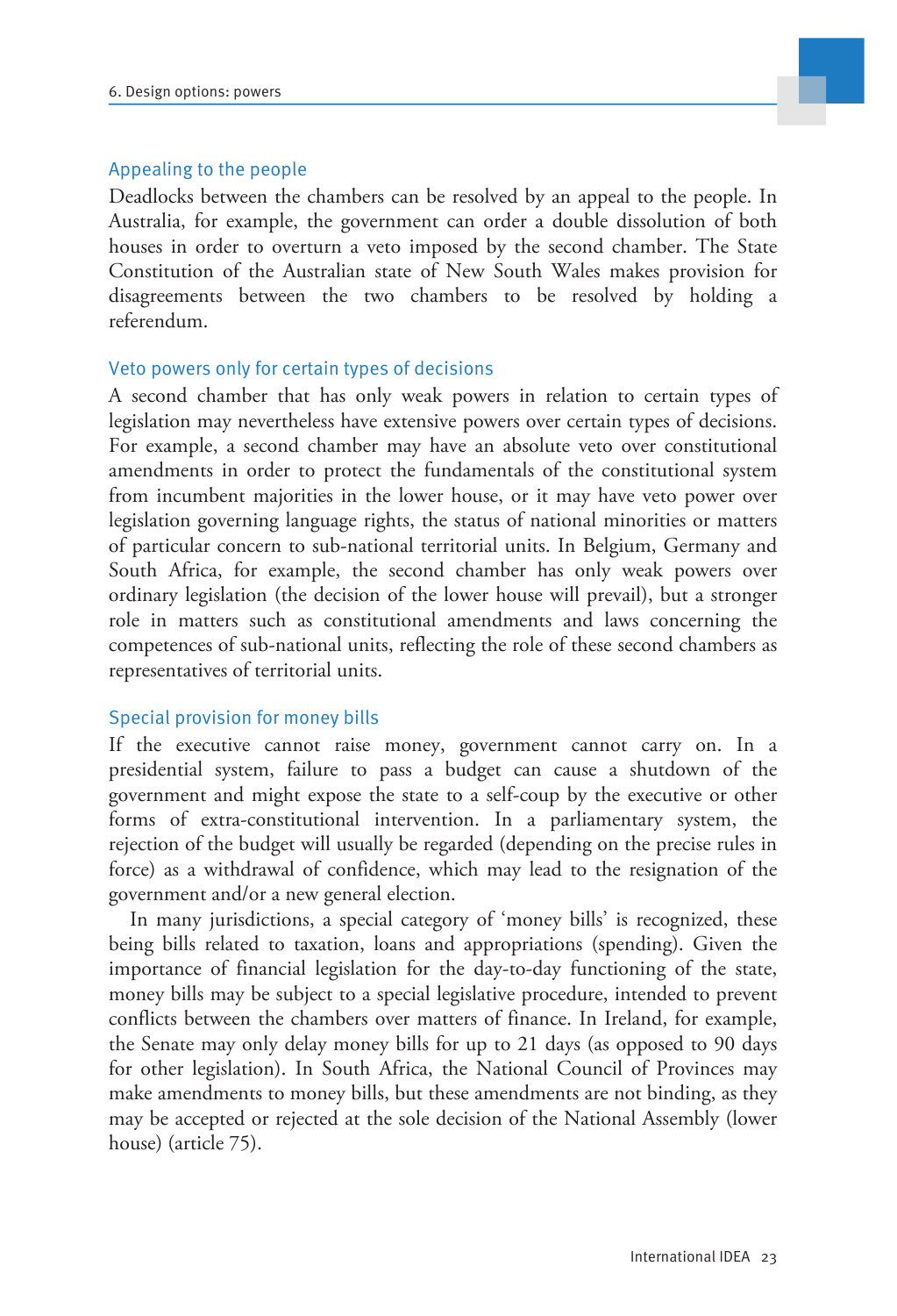### Appealing to the people

Deadlocks between the chambers can be resolved by an appeal to the people. In Australia, for example, the government can order a double dissolution of both houses in order to overturn a veto imposed by the second chamber. The State Constitution of the Australian state of New South Wales makes provision for disagreements between the two chambers to be resolved by holding a referendum.

### Veto powers only for certain types of decisions

A second chamber that has only weak powers in relation to certain types of legislation may nevertheless have extensive powers over certain types of decisions. For example, a second chamber may have an absolute veto over constitutional amendments in order to protect the fundamentals of the constitutional system from incumbent majorities in the lower house, or it may have veto power over legislation governing language rights, the status of national minorities or matters of particular concern to sub-national territorial units. In Belgium, Germany and South Africa, for example, the second chamber has only weak powers over ordinary legislation (the decision of the lower house will prevail), but a stronger role in matters such as constitutional amendments and laws concerning the competences of sub-national units, reflecting the role of these second chambers as representatives of territorial units.

### Special provision for money bills

If the executive cannot raise money, government cannot carry on. In a presidential system, failure to pass a budget can cause a shutdown of the government and might expose the state to a self-coup by the executive or other forms of extra-constitutional intervention. In a parliamentary system, the rejection of the budget will usually be regarded (depending on the precise rules in force) as a withdrawal of confidence, which may lead to the resignation of the government and/or a new general election.

In many jurisdictions, a special category of 'money bills' is recognized, these being bills related to taxation, loans and appropriations (spending). Given the importance of financial legislation for the day-to-day functioning of the state, money bills may be subject to a special legislative procedure, intended to prevent conflicts between the chambers over matters of finance. In Ireland, for example, the Senate may only delay money bills for up to 21 days (as opposed to 90 days for other legislation). In South Africa, the National Council of Provinces may make amendments to money bills, but these amendments are not binding, as they may be accepted or rejected at the sole decision of the National Assembly (lower house) (article 75).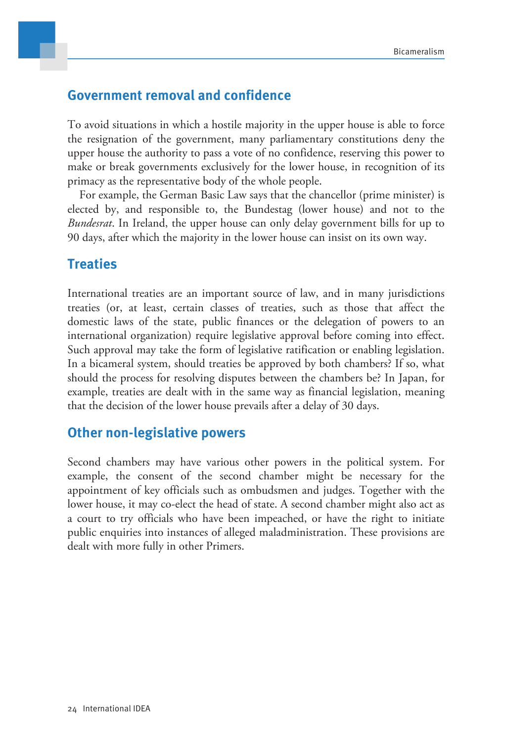## Government removal and confidence

To avoid situations in which a hostile majority in the upper house is able to force the resignation of the government, many parliamentary constitutions deny the upper house the authority to pass a vote of no confidence, reserving this power to make or break governments exclusively for the lower house, in recognition of its primacy as the representative body of the whole people.

For example, the German Basic Law says that the chancellor (prime minister) is elected by, and responsible to, the Bundestag (lower house) and not to the *Bundesrat*. In Ireland, the upper house can only delay government bills for up to 90 days, after which the majority in the lower house can insist on its own way.

## Treaties

International treaties are an important source of law, and in many jurisdictions treaties (or, at least, certain classes of treaties, such as those that affect the domestic laws of the state, public finances or the delegation of powers to an international organization) require legislative approval before coming into effect. Such approval may take the form of legislative ratification or enabling legislation. In a bicameral system, should treaties be approved by both chambers? If so, what should the process for resolving disputes between the chambers be? In Japan, for example, treaties are dealt with in the same way as financial legislation, meaning that the decision of the lower house prevails after a delay of 30 days.

## Other non-legislative powers

Second chambers may have various other powers in the political system. For example, the consent of the second chamber might be necessary for the appointment of key officials such as ombudsmen and judges. Together with the lower house, it may co-elect the head of state. A second chamber might also act as a court to try officials who have been impeached, or have the right to initiate public enquiries into instances of alleged maladministration. These provisions are dealt with more fully in other Primers.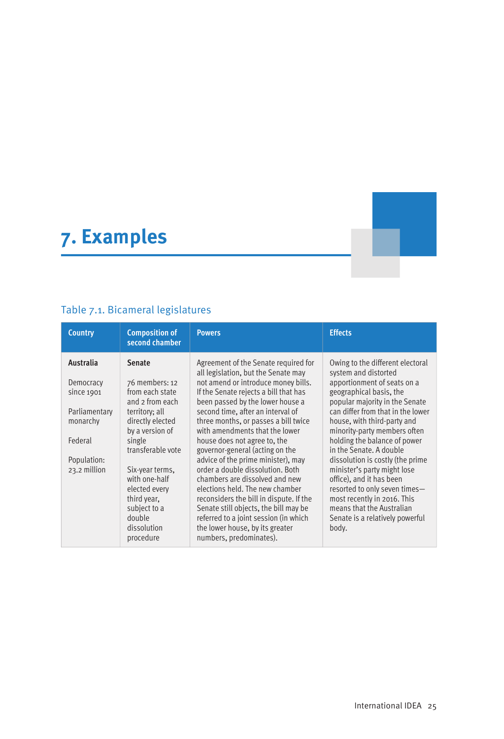# 7. Examples

Table 7.1. Bicameral legislatures

| Country | Composition of second chamber | Powers | Effects |
|---|---|---|---|
| **Australia**<br><br>Democracy since 1901<br><br>Parliamentary monarchy<br><br>Federal<br><br>Population: 23.2 million | **Senate**<br><br>76 members: 12 from each state and 2 from each territory; all directly elected by a version of single transferable vote<br><br>Six-year terms, with one-half elected every third year, subject to a double dissolution procedure | Agreement of the Senate required for all legislation, but the Senate may not amend or introduce money bills. If the Senate rejects a bill that has been passed by the lower house a second time, after an interval of three months, or passes a bill twice with amendments that the lower house does not agree to, the governor-general (acting on the advice of the prime minister), may order a double dissolution. Both chambers are dissolved and new elections held. The new chamber reconsiders the bill in dispute. If the Senate still objects, the bill may be referred to a joint session (in which the lower house, by its greater numbers, predominates). | Owing to the different electoral system and distorted apportionment of seats on a geographical basis, the popular majority in the Senate can differ from that in the lower house, with third-party and minority-party members often holding the balance of power in the Senate. A double dissolution is costly (the prime minister's party might lose office), and it has been resorted to only seven times—most recently in 2016. This means that the Australian Senate is a relatively powerful body. |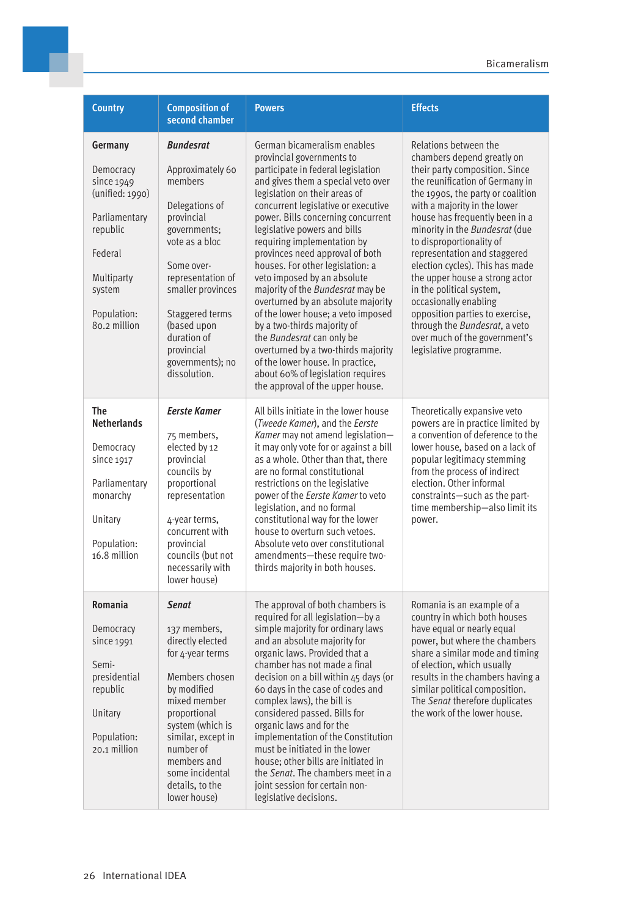| Country | Composition of second chamber | Powers | Effects |
|---|---|---|---|
| **Germany**<br><br>Democracy since 1949 (unified: 1990)<br><br>Parliamentary republic<br><br>Federal<br><br>Multiparty system<br><br>Population: 80.2 million | ***Bundesrat***<br><br>Approximately 60 members<br><br>Delegations of provincial governments; vote as a bloc<br><br>Some over-representation of smaller provinces<br><br>Staggered terms (based upon duration of provincial governments); no dissolution. | German bicameralism enables provincial governments to participate in federal legislation and gives them a special veto over legislation on their areas of concurrent legislative or executive power. Bills concerning concurrent legislative powers and bills requiring implementation by provinces need approval of both houses. For other legislation: a veto imposed by an absolute majority of the *Bundesrat* may be overturned by an absolute majority of the lower house; a veto imposed by a two-thirds majority of the *Bundesrat* can only be overturned by a two-thirds majority of the lower house. In practice, about 60% of legislation requires the approval of the upper house. | Relations between the chambers depend greatly on their party composition. Since the reunification of Germany in the 1990s, the party or coalition with a majority in the lower house has frequently been in a minority in the *Bundesrat* (due to disproportionality of representation and staggered election cycles). This has made the upper house a strong actor in the political system, occasionally enabling opposition parties to exercise, through the *Bundesrat*, a veto over much of the government's legislative programme. |
| **The Netherlands**<br><br>Democracy since 1917<br><br>Parliamentary monarchy<br><br>Unitary<br><br>Population: 16.8 million | ***Eerste Kamer***<br><br>75 members, elected by 12 provincial councils by proportional representation<br><br>4-year terms, concurrent with provincial councils (but not necessarily with lower house) | All bills initiate in the lower house (*Tweede Kamer*), and the *Eerste Kamer* may not amend legislation—it may only vote for or against a bill as a whole. Other than that, there are no formal constitutional restrictions on the legislative power of the *Eerste Kamer* to veto legislation, and no formal constitutional way for the lower house to overturn such vetoes. Absolute veto over constitutional amendments—these require two-thirds majority in both houses. | Theoretically expansive veto powers are in practice limited by a convention of deference to the lower house, based on a lack of popular legitimacy stemming from the process of indirect election. Other informal constraints—such as the part-time membership—also limit its power. |
| **Romania**<br><br>Democracy since 1991<br><br>Semi-presidential republic<br><br>Unitary<br><br>Population: 20.1 million | ***Senat***<br><br>137 members, directly elected for 4-year terms<br><br>Members chosen by modified mixed member proportional system (which is similar, except in number of members and some incidental details, to the lower house) | The approval of both chambers is required for all legislation—by a simple majority for ordinary laws and an absolute majority for organic laws. Provided that a chamber has not made a final decision on a bill within 45 days (or 60 days in the case of codes and complex laws), the bill is considered passed. Bills for organic laws and for the implementation of the Constitution must be initiated in the lower house; other bills are initiated in the *Senat*. The chambers meet in a joint session for certain non-legislative decisions. | Romania is an example of a country in which both houses have equal or nearly equal power, but where the chambers share a similar mode and timing of election, which usually results in the chambers having a similar political composition. The *Senat* therefore duplicates the work of the lower house. |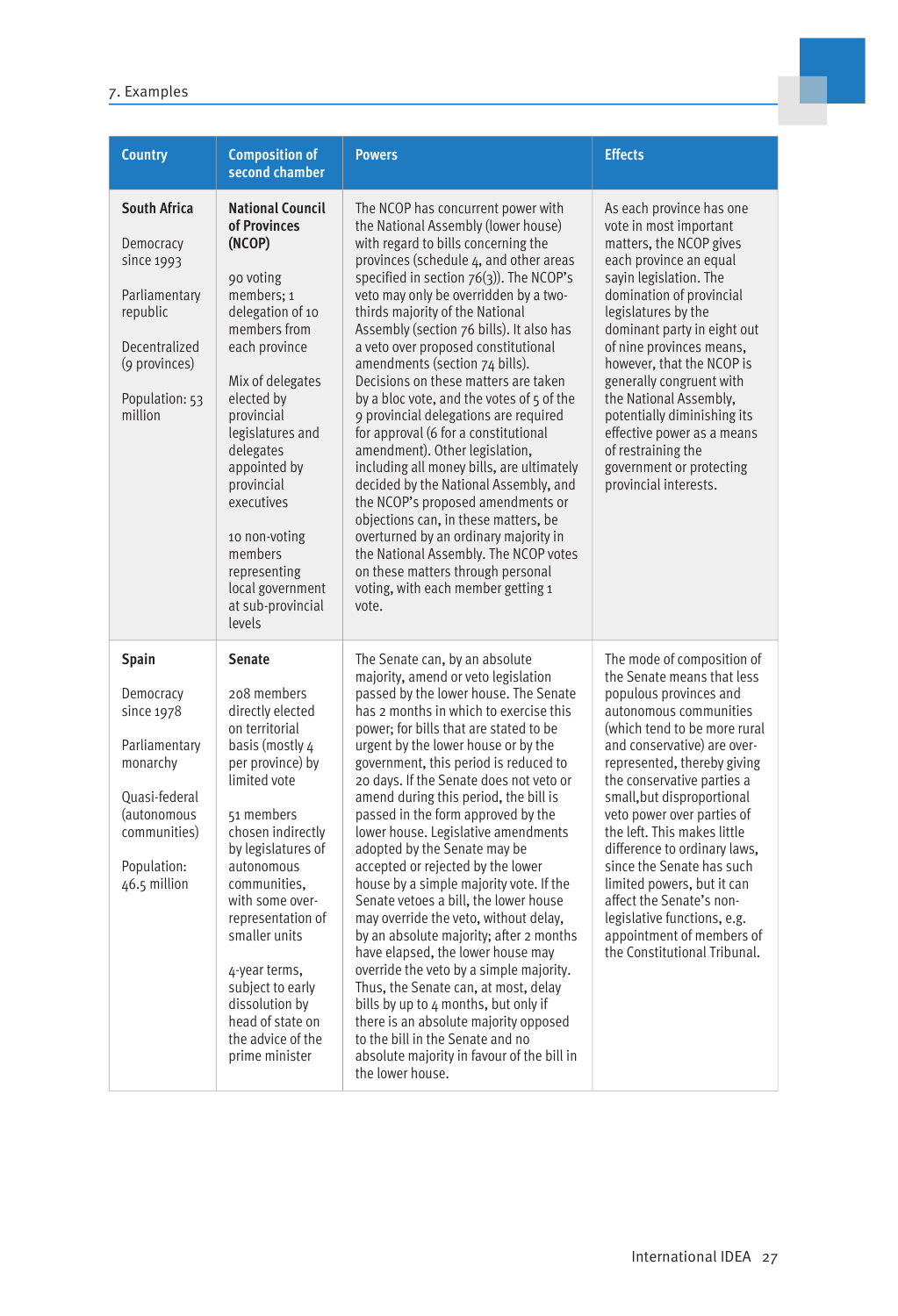| Country | Composition of second chamber | Powers | Effects |
|---|---|---|---|
| **South Africa**<br><br>Democracy since 1993<br><br>Parliamentary republic<br><br>Decentralized (9 provinces)<br><br>Population: 53 million | **National Council of Provinces (NCOP)**<br><br>90 voting members; 1 delegation of 10 members from each province<br><br>Mix of delegates elected by provincial legislatures and delegates appointed by provincial executives<br><br>10 non-voting members representing local government at sub-provincial levels | The NCOP has concurrent power with the National Assembly (lower house) with regard to bills concerning the provinces (schedule 4, and other areas specified in section 76(3)). The NCOP's veto may only be overridden by a two-thirds majority of the National Assembly (section 76 bills). It also has a veto over proposed constitutional amendments (section 74 bills). Decisions on these matters are taken by a bloc vote, and the votes of 5 of the 9 provincial delegations are required for approval (6 for a constitutional amendment). Other legislation, including all money bills, are ultimately decided by the National Assembly, and the NCOP's proposed amendments or objections can, in these matters, be overturned by an ordinary majority in the National Assembly. The NCOP votes on these matters through personal voting, with each member getting 1 vote. | As each province has one vote in most important matters, the NCOP gives each province an equal sayin legislation. The domination of provincial legislatures by the dominant party in eight out of nine provinces means, however, that the NCOP is generally congruent with the National Assembly, potentially diminishing its effective power as a means of restraining the government or protecting provincial interests. |
| **Spain**<br><br>Democracy since 1978<br><br>Parliamentary monarchy<br><br>Quasi-federal (autonomous communities)<br><br>Population: 46.5 million | **Senate**<br><br>208 members directly elected on territorial basis (mostly 4 per province) by limited vote<br><br>51 members chosen indirectly by legislatures of autonomous communities, with some over-representation of smaller units<br><br>4-year terms, subject to early dissolution by head of state on the advice of the prime minister | The Senate can, by an absolute majority, amend or veto legislation passed by the lower house. The Senate has 2 months in which to exercise this power; for bills that are stated to be urgent by the lower house or by the government, this period is reduced to 20 days. If the Senate does not veto or amend during this period, the bill is passed in the form approved by the lower house. Legislative amendments adopted by the Senate may be accepted or rejected by the lower house by a simple majority vote. If the Senate vetoes a bill, the lower house may override the veto, without delay, by an absolute majority; after 2 months have elapsed, the lower house may override the veto by a simple majority. Thus, the Senate can, at most, delay bills by up to 4 months, but only if there is an absolute majority opposed to the bill in the Senate and no absolute majority in favour of the bill in the lower house. | The mode of composition of the Senate means that less populous provinces and autonomous communities (which tend to be more rural and conservative) are over-represented, thereby giving the conservative parties a small,but disproportional veto power over parties of the left. This makes little difference to ordinary laws, since the Senate has such limited powers, but it can affect the Senate's non-legislative functions, e.g. appointment of members of the Constitutional Tribunal. |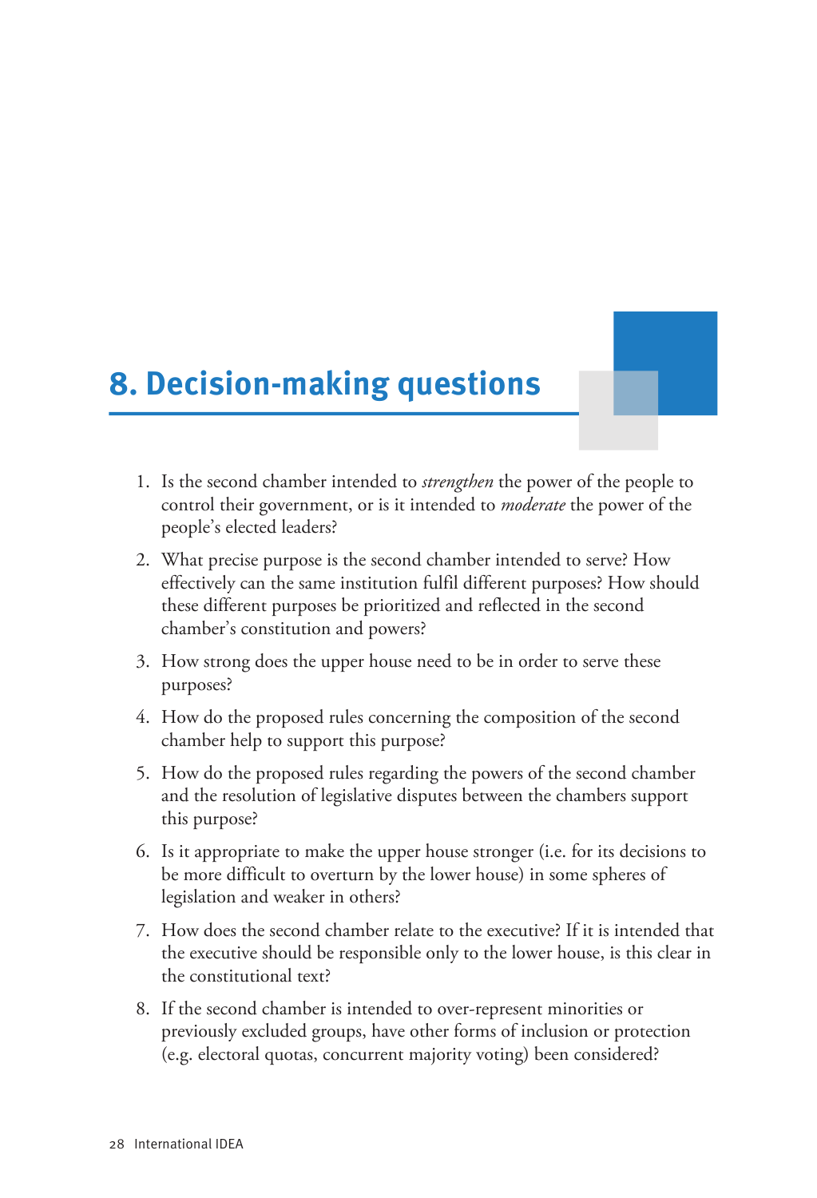# 8. Decision-making questions

1. Is the second chamber intended to *strengthen* the power of the people to control their government, or is it intended to *moderate* the power of the people's elected leaders?

2. What precise purpose is the second chamber intended to serve? How effectively can the same institution fulfil different purposes? How should these different purposes be prioritized and reflected in the second chamber's constitution and powers?

3. How strong does the upper house need to be in order to serve these purposes?

4. How do the proposed rules concerning the composition of the second chamber help to support this purpose?

5. How do the proposed rules regarding the powers of the second chamber and the resolution of legislative disputes between the chambers support this purpose?

6. Is it appropriate to make the upper house stronger (i.e. for its decisions to be more difficult to overturn by the lower house) in some spheres of legislation and weaker in others?

7. How does the second chamber relate to the executive? If it is intended that the executive should be responsible only to the lower house, is this clear in the constitutional text?

8. If the second chamber is intended to over-represent minorities or previously excluded groups, have other forms of inclusion or protection (e.g. electoral quotas, concurrent majority voting) been considered?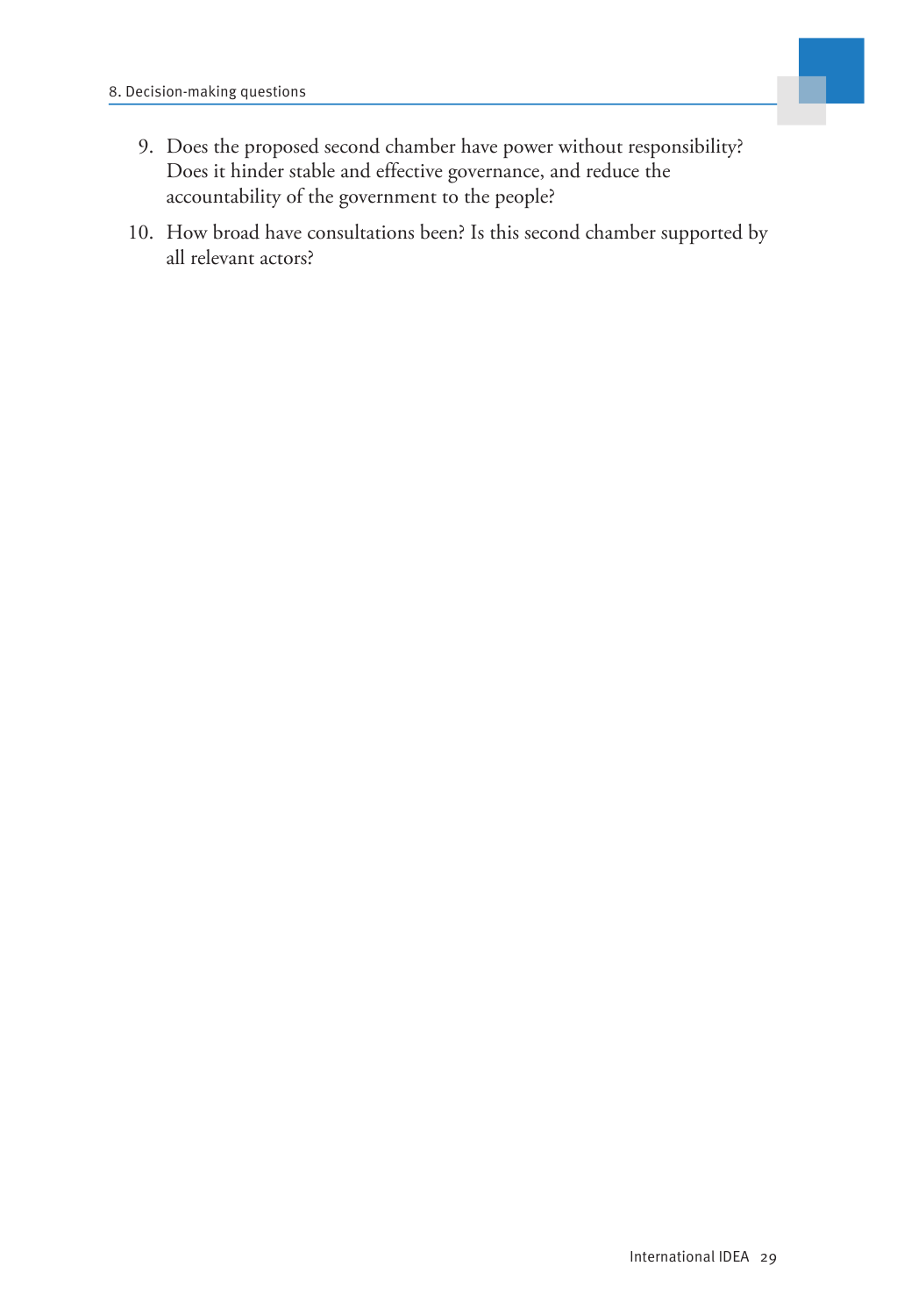9. Does the proposed second chamber have power without responsibility? Does it hinder stable and effective governance, and reduce the accountability of the government to the people?
10. How broad have consultations been? Is this second chamber supported by all relevant actors?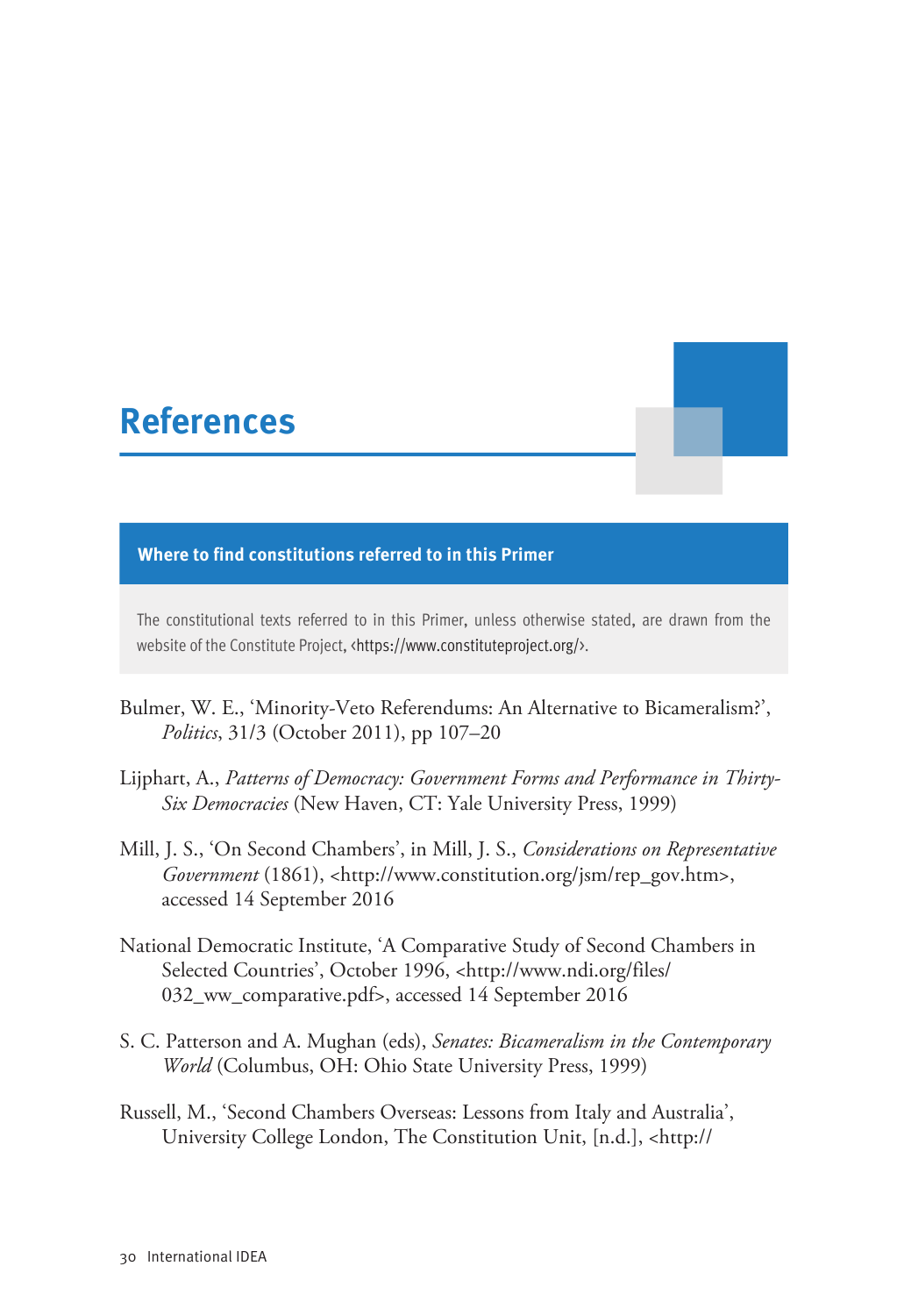# References

**Where to find constitutions referred to in this Primer**

The constitutional texts referred to in this Primer, unless otherwise stated, are drawn from the website of the Constitute Project, <https://www.constituteproject.org/>.

Bulmer, W. E., 'Minority-Veto Referendums: An Alternative to Bicameralism?', *Politics*, 31/3 (October 2011), pp 107–20

Lijphart, A., *Patterns of Democracy: Government Forms and Performance in Thirty-Six Democracies* (New Haven, CT: Yale University Press, 1999)

Mill, J. S., 'On Second Chambers', in Mill, J. S., *Considerations on Representative Government* (1861), <http://www.constitution.org/jsm/rep_gov.htm>, accessed 14 September 2016

National Democratic Institute, 'A Comparative Study of Second Chambers in Selected Countries', October 1996, <http://www.ndi.org/files/032_ww_comparative.pdf>, accessed 14 September 2016

S. C. Patterson and A. Mughan (eds), *Senates: Bicameralism in the Contemporary World* (Columbus, OH: Ohio State University Press, 1999)

Russell, M., 'Second Chambers Overseas: Lessons from Italy and Australia', University College London, The Constitution Unit, [n.d.], <http://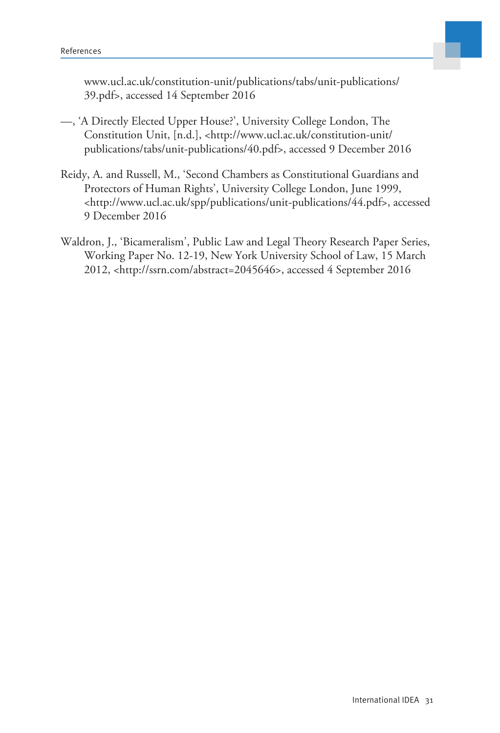www.ucl.ac.uk/constitution-unit/publications/tabs/unit-publications/39.pdf>, accessed 14 September 2016

—, 'A Directly Elected Upper House?', University College London, The Constitution Unit, [n.d.], <http://www.ucl.ac.uk/constitution-unit/publications/tabs/unit-publications/40.pdf>, accessed 9 December 2016

Reidy, A. and Russell, M., 'Second Chambers as Constitutional Guardians and Protectors of Human Rights', University College London, June 1999, <http://www.ucl.ac.uk/spp/publications/unit-publications/44.pdf>, accessed 9 December 2016

Waldron, J., 'Bicameralism', Public Law and Legal Theory Research Paper Series, Working Paper No. 12-19, New York University School of Law, 15 March 2012, <http://ssrn.com/abstract=2045646>, accessed 4 September 2016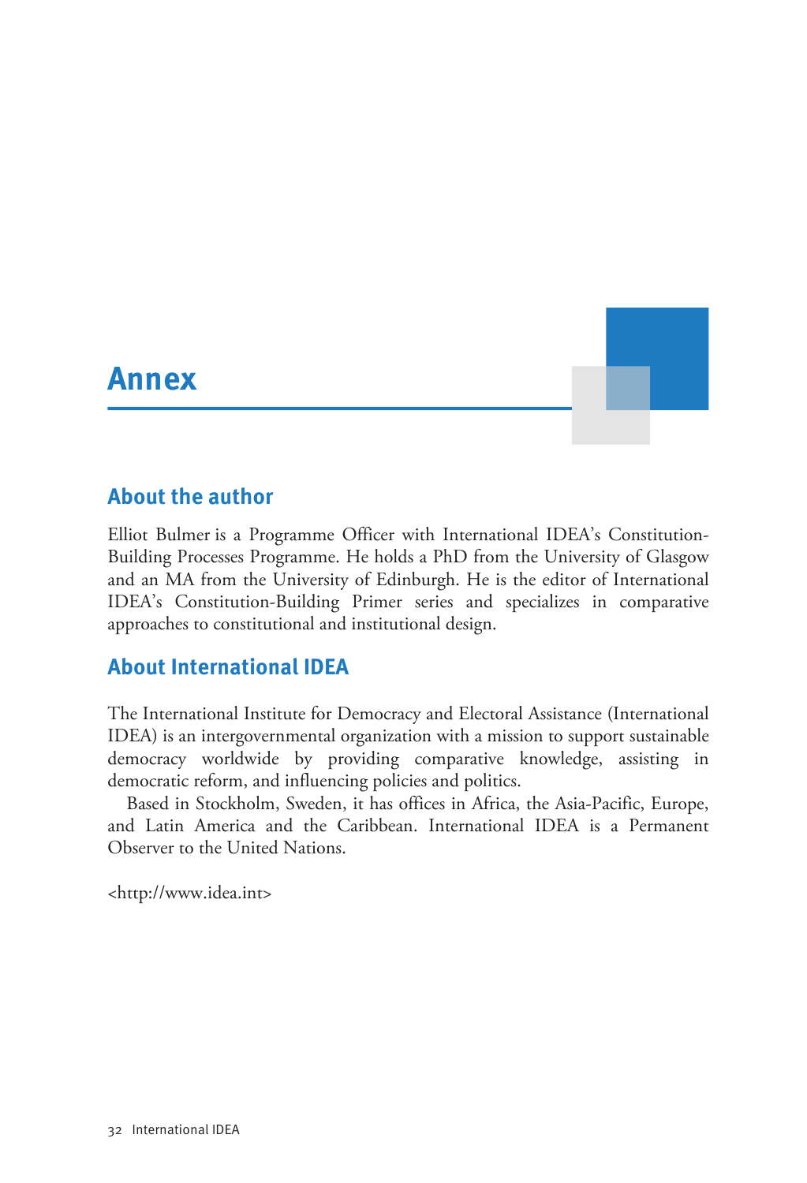# Annex

## About the author

Elliot Bulmer is a Programme Officer with International IDEA's Constitution-Building Processes Programme. He holds a PhD from the University of Glasgow and an MA from the University of Edinburgh. He is the editor of International IDEA's Constitution-Building Primer series and specializes in comparative approaches to constitutional and institutional design.

## About International IDEA

The International Institute for Democracy and Electoral Assistance (International IDEA) is an intergovernmental organization with a mission to support sustainable democracy worldwide by providing comparative knowledge, assisting in democratic reform, and influencing policies and politics.

Based in Stockholm, Sweden, it has offices in Africa, the Asia-Pacific, Europe, and Latin America and the Caribbean. International IDEA is a Permanent Observer to the United Nations.

<http://www.idea.int>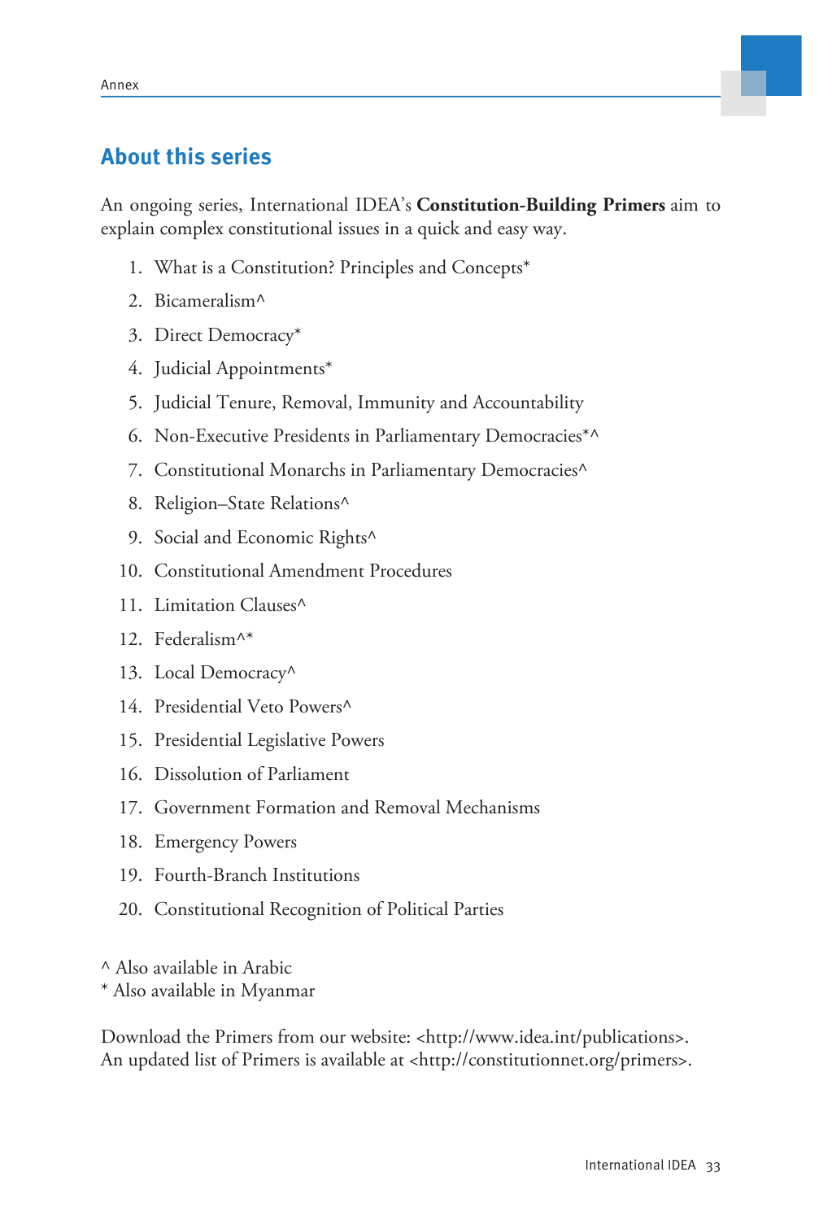## About this series

An ongoing series, International IDEA's **Constitution-Building Primers** aim to explain complex constitutional issues in a quick and easy way.

1. What is a Constitution? Principles and Concepts*
2. Bicameralism^
3. Direct Democracy*
4. Judicial Appointments*
5. Judicial Tenure, Removal, Immunity and Accountability
6. Non-Executive Presidents in Parliamentary Democracies*^
7. Constitutional Monarchs in Parliamentary Democracies^
8. Religion–State Relations^
9. Social and Economic Rights^
10. Constitutional Amendment Procedures
11. Limitation Clauses^
12. Federalism^*
13. Local Democracy^
14. Presidential Veto Powers^
15. Presidential Legislative Powers
16. Dissolution of Parliament
17. Government Formation and Removal Mechanisms
18. Emergency Powers
19. Fourth-Branch Institutions
20. Constitutional Recognition of Political Parties

^ Also available in Arabic
* Also available in Myanmar

Download the Primers from our website: <http://www.idea.int/publications>.
An updated list of Primers is available at <http://constitutionnet.org/primers>.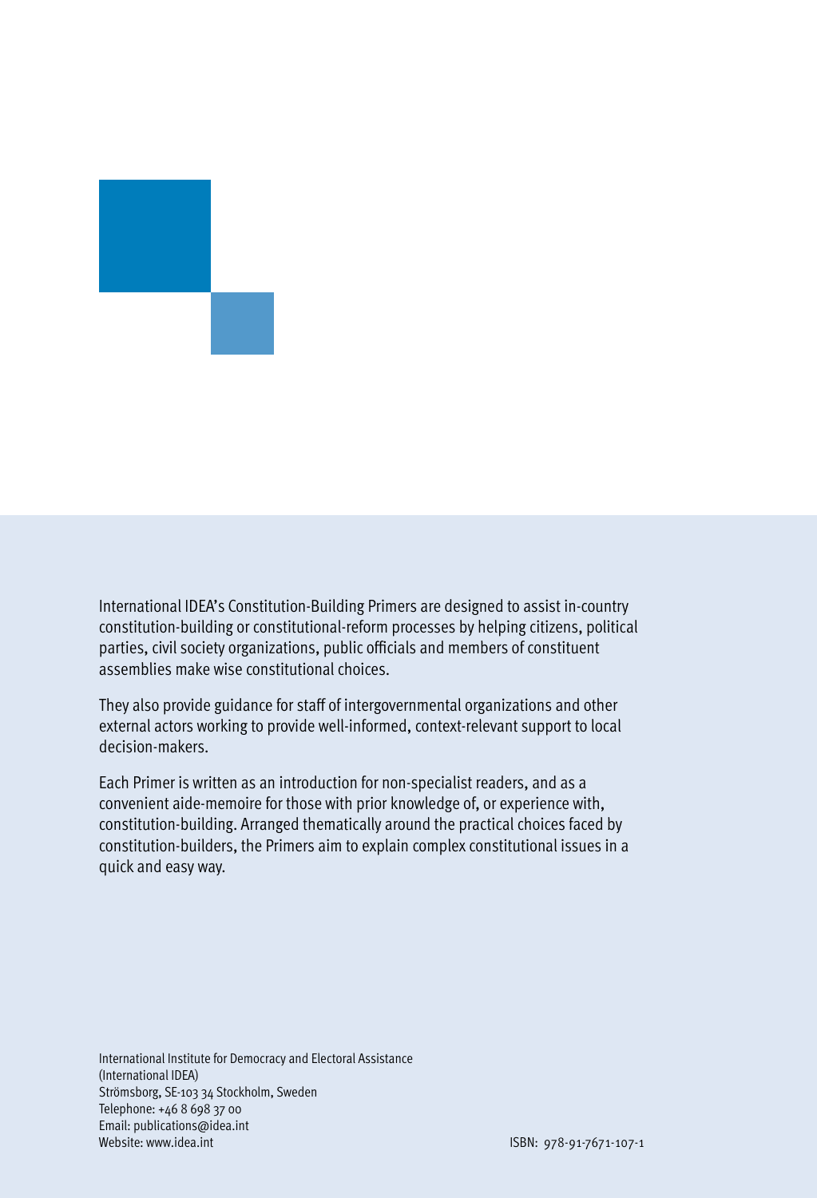International IDEA's Constitution-Building Primers are designed to assist in-country constitution-building or constitutional-reform processes by helping citizens, political parties, civil society organizations, public officials and members of constituent assemblies make wise constitutional choices.

They also provide guidance for staff of intergovernmental organizations and other external actors working to provide well-informed, context-relevant support to local decision-makers.

Each Primer is written as an introduction for non-specialist readers, and as a convenient aide-memoire for those with prior knowledge of, or experience with, constitution-building. Arranged thematically around the practical choices faced by constitution-builders, the Primers aim to explain complex constitutional issues in a quick and easy way.

International Institute for Democracy and Electoral Assistance
(International IDEA)
Strömsborg, SE-103 34 Stockholm, Sweden
Telephone: +46 8 698 37 00
Email: publications@idea.int
Website: www.idea.int

ISBN: 978-91-7671-107-1